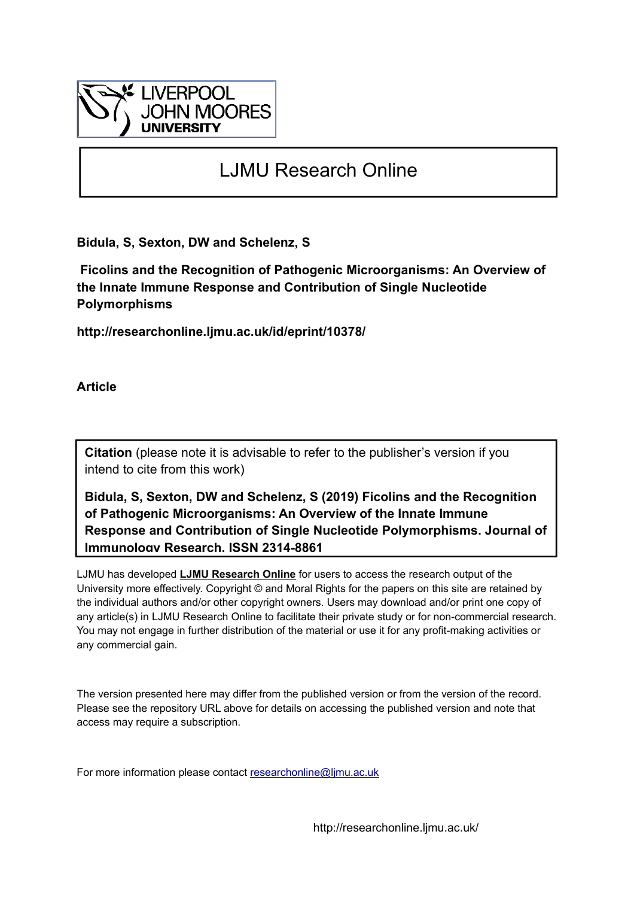# LJMU Research Online

**Bidula, S, Sexton, DW and Schelenz, S**

**Ficolins and the Recognition of Pathogenic Microorganisms: An Overview of the Innate Immune Response and Contribution of Single Nucleotide Polymorphisms**

**http://researchonline.ljmu.ac.uk/id/eprint/10378/**

**Article**

**Citation** (please note it is advisable to refer to the publisher's version if you intend to cite from this work)

**Bidula, S, Sexton, DW and Schelenz, S (2019) Ficolins and the Recognition of Pathogenic Microorganisms: An Overview of the Innate Immune Response and Contribution of Single Nucleotide Polymorphisms. Journal of Immunology Research. ISSN 2314-8861**

LJMU has developed **LJMU Research Online** for users to access the research output of the University more effectively. Copyright © and Moral Rights for the papers on this site are retained by the individual authors and/or other copyright owners. Users may download and/or print one copy of any article(s) in LJMU Research Online to facilitate their private study or for non-commercial research. You may not engage in further distribution of the material or use it for any profit-making activities or any commercial gain.

The version presented here may differ from the published version or from the version of the record. Please see the repository URL above for details on accessing the published version and note that access may require a subscription.

For more information please contact researchonline@ljmu.ac.uk

http://researchonline.ljmu.ac.uk/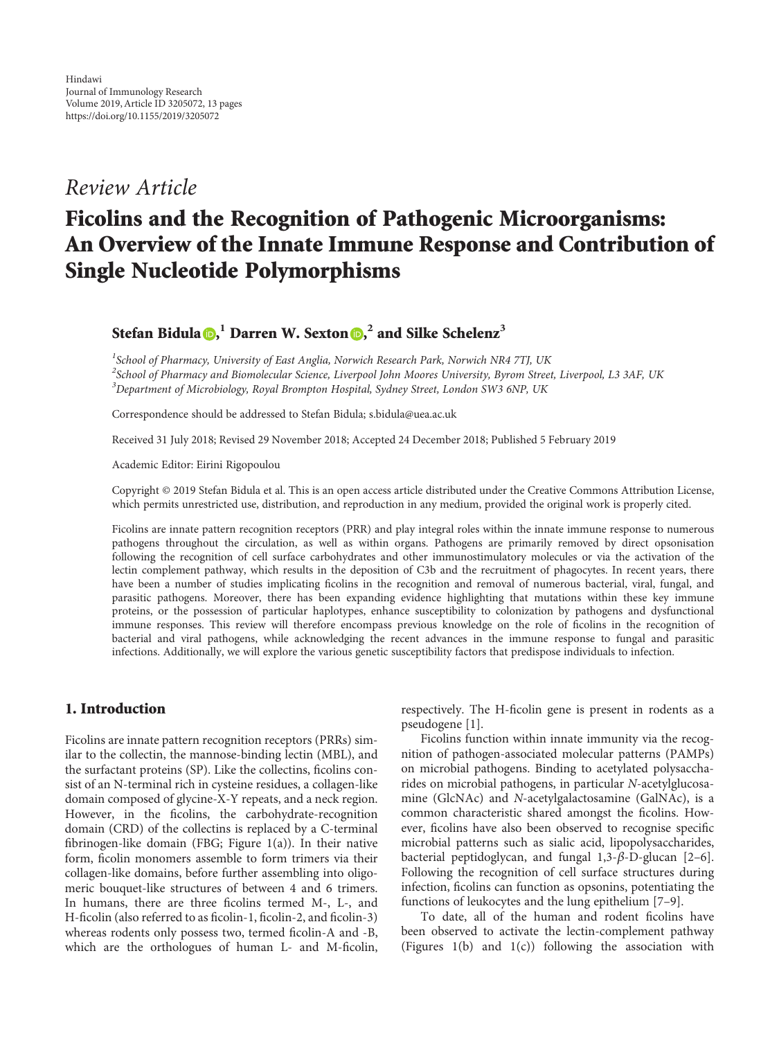## Review Article

# Ficolins and the Recognition of Pathogenic Microorganisms: An Overview of the Innate Immune Response and Contribution of Single Nucleotide Polymorphisms

**Stefan Bidula**,[1] **Darren W. Sexton**,[2] **and Silke Schelenz**[3]

[1]School of Pharmacy, University of East Anglia, Norwich Research Park, Norwich NR4 7TJ, UK
[2]School of Pharmacy and Biomolecular Science, Liverpool John Moores University, Byrom Street, Liverpool, L3 3AF, UK
[3]Department of Microbiology, Royal Brompton Hospital, Sydney Street, London SW3 6NP, UK

Correspondence should be addressed to Stefan Bidula; s.bidula@uea.ac.uk

Received 31 July 2018; Revised 29 November 2018; Accepted 24 December 2018; Published 5 February 2019

Academic Editor: Eirini Rigopoulou

Copyright © 2019 Stefan Bidula et al. This is an open access article distributed under the Creative Commons Attribution License, which permits unrestricted use, distribution, and reproduction in any medium, provided the original work is properly cited.

Ficolins are innate pattern recognition receptors (PRR) and play integral roles within the innate immune response to numerous pathogens throughout the circulation, as well as within organs. Pathogens are primarily removed by direct opsonisation following the recognition of cell surface carbohydrates and other immunostimulatory molecules or via the activation of the lectin complement pathway, which results in the deposition of C3b and the recruitment of phagocytes. In recent years, there have been a number of studies implicating ficolins in the recognition and removal of numerous bacterial, viral, fungal, and parasitic pathogens. Moreover, there has been expanding evidence highlighting that mutations within these key immune proteins, or the possession of particular haplotypes, enhance susceptibility to colonization by pathogens and dysfunctional immune responses. This review will therefore encompass previous knowledge on the role of ficolins in the recognition of bacterial and viral pathogens, while acknowledging the recent advances in the immune response to fungal and parasitic infections. Additionally, we will explore the various genetic susceptibility factors that predispose individuals to infection.

## 1. Introduction

Ficolins are innate pattern recognition receptors (PRRs) similar to the collectin, the mannose-binding lectin (MBL), and the surfactant proteins (SP). Like the collectins, ficolins consist of an N-terminal rich in cysteine residues, a collagen-like domain composed of glycine-X-Y repeats, and a neck region. However, in the ficolins, the carbohydrate-recognition domain (CRD) of the collectins is replaced by a C-terminal fibrinogen-like domain (FBG; Figure 1(a)). In their native form, ficolin monomers assemble to form trimers via their collagen-like domains, before further assembling into oligomeric bouquet-like structures of between 4 and 6 trimers. In humans, there are three ficolins termed M-, L-, and H-ficolin (also referred to as ficolin-1, ficolin-2, and ficolin-3) whereas rodents only possess two, termed ficolin-A and -B, which are the orthologues of human L- and M-ficolin, respectively. The H-ficolin gene is present in rodents as a pseudogene [1].

Ficolins function within innate immunity via the recognition of pathogen-associated molecular patterns (PAMPs) on microbial pathogens. Binding to acetylated polysaccharides on microbial pathogens, in particular *N*-acetylglucosamine (GlcNAc) and *N*-acetylgalactosamine (GalNAc), is a common characteristic shared amongst the ficolins. However, ficolins have also been observed to recognise specific microbial patterns such as sialic acid, lipopolysaccharides, bacterial peptidoglycan, and fungal 1,3-$\beta$-D-glucan [2–6]. Following the recognition of cell surface structures during infection, ficolins can function as opsonins, potentiating the functions of leukocytes and the lung epithelium [7–9].

To date, all of the human and rodent ficolins have been observed to activate the lectin-complement pathway (Figures 1(b) and 1(c)) following the association with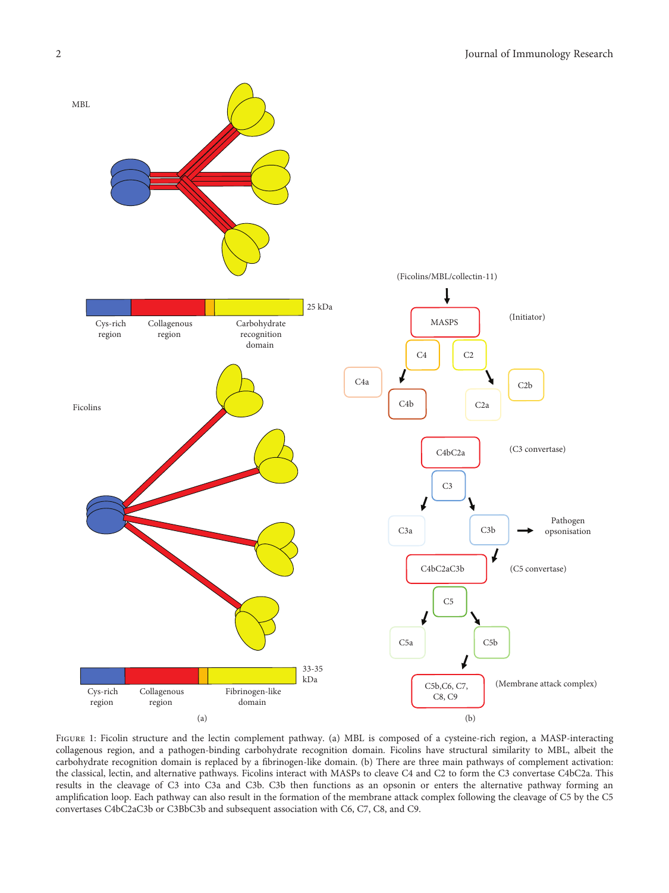Figure 1: Ficolin structure and the lectin complement pathway. (a) MBL is composed of a cysteine-rich region, a MASP-interacting collagenous region, and a pathogen-binding carbohydrate recognition domain. Ficolins have structural similarity to MBL, albeit the carbohydrate recognition domain is replaced by a fibrinogen-like domain. (b) There are three main pathways of complement activation: the classical, lectin, and alternative pathways. Ficolins interact with MASPs to cleave C4 and C2 to form the C3 convertase C4bC2a. This results in the cleavage of C3 into C3a and C3b. C3b then functions as an opsonin or enters the alternative pathway forming an amplification loop. Each pathway can also result in the formation of the membrane attack complex following the cleavage of C5 by the C5 convertases C4bC2aC3b or C3BbC3b and subsequent association with C6, C7, C8, and C9.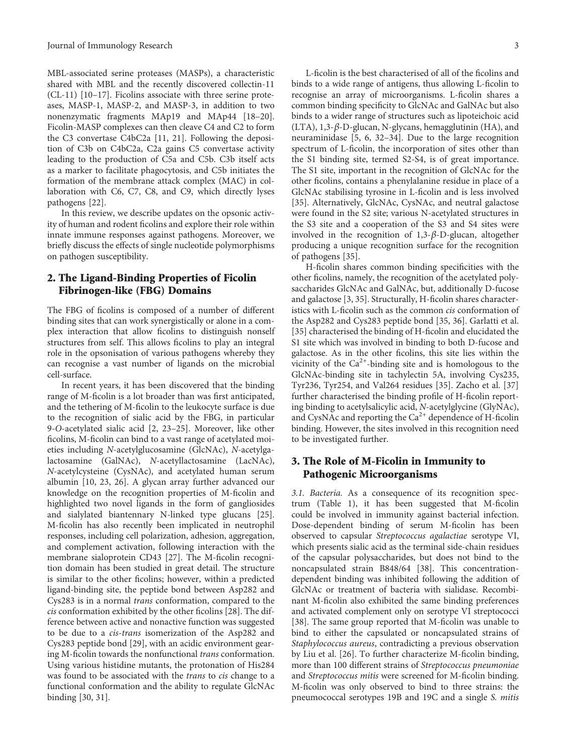MBL-associated serine proteases (MASPs), a characteristic shared with MBL and the recently discovered collectin-11 (CL-11) [10–17]. Ficolins associate with three serine proteases, MASP-1, MASP-2, and MASP-3, in addition to two nonenzymatic fragments MAp19 and MAp44 [18–20]. Ficolin-MASP complexes can then cleave C4 and C2 to form the C3 convertase C4bC2a [11, 21]. Following the deposition of C3b on C4bC2a, C2a gains C5 convertase activity leading to the production of C5a and C5b. C3b itself acts as a marker to facilitate phagocytosis, and C5b initiates the formation of the membrane attack complex (MAC) in collaboration with C6, C7, C8, and C9, which directly lyses pathogens [22].

In this review, we describe updates on the opsonic activity of human and rodent ficolins and explore their role within innate immune responses against pathogens. Moreover, we briefly discuss the effects of single nucleotide polymorphisms on pathogen susceptibility.

## 2. The Ligand-Binding Properties of Ficolin Fibrinogen-like (FBG) Domains

The FBG of ficolins is composed of a number of different binding sites that can work synergistically or alone in a complex interaction that allow ficolins to distinguish nonself structures from self. This allows ficolins to play an integral role in the opsonisation of various pathogens whereby they can recognise a vast number of ligands on the microbial cell-surface.

In recent years, it has been discovered that the binding range of M-ficolin is a lot broader than was first anticipated, and the tethering of M-ficolin to the leukocyte surface is due to the recognition of sialic acid by the FBG, in particular 9-*O*-acetylated sialic acid [2, 23–25]. Moreover, like other ficolins, M-ficolin can bind to a vast range of acetylated moieties including *N*-acetylglucosamine (GlcNAc), *N*-acetylgalactosamine (GalNAc), *N*-acetyllactosamine (LacNAc), *N*-acetylcysteine (CysNAc), and acetylated human serum albumin [10, 23, 26]. A glycan array further advanced our knowledge on the recognition properties of M-ficolin and highlighted two novel ligands in the form of gangliosides and sialylated biantennary N-linked type glucans [25]. M-ficolin has also recently been implicated in neutrophil responses, including cell polarization, adhesion, aggregation, and complement activation, following interaction with the membrane sialoprotein CD43 [27]. The M-ficolin recognition domain has been studied in great detail. The structure is similar to the other ficolins; however, within a predicted ligand-binding site, the peptide bond between Asp282 and Cys283 is in a normal *trans* conformation, compared to the *cis* conformation exhibited by the other ficolins [28]. The difference between active and nonactive function was suggested to be due to a *cis-trans* isomerization of the Asp282 and Cys283 peptide bond [29], with an acidic environment gearing M-ficolin towards the nonfunctional *trans* conformation. Using various histidine mutants, the protonation of His284 was found to be associated with the *trans* to *cis* change to a functional conformation and the ability to regulate GlcNAc binding [30, 31].

L-ficolin is the best characterised of all of the ficolins and binds to a wide range of antigens, thus allowing L-ficolin to recognise an array of microorganisms. L-ficolin shares a common binding specificity to GlcNAc and GalNAc but also binds to a wider range of structures such as lipoteichoic acid (LTA), 1,3-$\beta$-D-glucan, N-glycans, hemagglutinin (HA), and neuraminidase [5, 6, 32–34]. Due to the large recognition spectrum of L-ficolin, the incorporation of sites other than the S1 binding site, termed S2-S4, is of great importance. The S1 site, important in the recognition of GlcNAc for the other ficolins, contains a phenylalanine residue in place of a GlcNAc stabilising tyrosine in L-ficolin and is less involved [35]. Alternatively, GlcNAc, CysNAc, and neutral galactose were found in the S2 site; various N-acetylated structures in the S3 site and a cooperation of the S3 and S4 sites were involved in the recognition of 1,3-$\beta$-D-glucan, altogether producing a unique recognition surface for the recognition of pathogens [35].

H-ficolin shares common binding specificities with the other ficolins, namely, the recognition of the acetylated polysaccharides GlcNAc and GalNAc, but, additionally D-fucose and galactose [3, 35]. Structurally, H-ficolin shares characteristics with L-ficolin such as the common *cis* conformation of the Asp282 and Cys283 peptide bond [35, 36]. Garlatti et al. [35] characterised the binding of H-ficolin and elucidated the S1 site which was involved in binding to both D-fucose and galactose. As in the other ficolins, this site lies within the vicinity of the $Ca^{2+}$-binding site and is homologous to the GlcNAc-binding site in tachylectin 5A, involving Cys235, Tyr236, Tyr254, and Val264 residues [35]. Zacho et al. [37] further characterised the binding profile of H-ficolin reporting binding to acetylsalicylic acid, *N*-acetylglycine (GlyNAc), and CysNAc and reporting the $Ca^{2+}$ dependence of H-ficolin binding. However, the sites involved in this recognition need to be investigated further.

## 3. The Role of M-Ficolin in Immunity to Pathogenic Microorganisms

*3.1. Bacteria.* As a consequence of its recognition spectrum (Table 1), it has been suggested that M-ficolin could be involved in immunity against bacterial infection. Dose-dependent binding of serum M-ficolin has been observed to capsular *Streptococcus agalactiae* serotype VI, which presents sialic acid as the terminal side-chain residues of the capsular polysaccharides, but does not bind to the noncapsulated strain B848/64 [38]. This concentration-dependent binding was inhibited following the addition of GlcNAc or treatment of bacteria with sialidase. Recombinant M-ficolin also exhibited the same binding preferences and activated complement only on serotype VI streptococci [38]. The same group reported that M-ficolin was unable to bind to either the capsulated or noncapsulated strains of *Staphylococcus aureus*, contradicting a previous observation by Liu et al. [26]. To further characterize M-ficolin binding, more than 100 different strains of *Streptococcus pneumoniae* and *Streptococcus mitis* were screened for M-ficolin binding. M-ficolin was only observed to bind to three strains: the pneumococcal serotypes 19B and 19C and a single *S. mitis*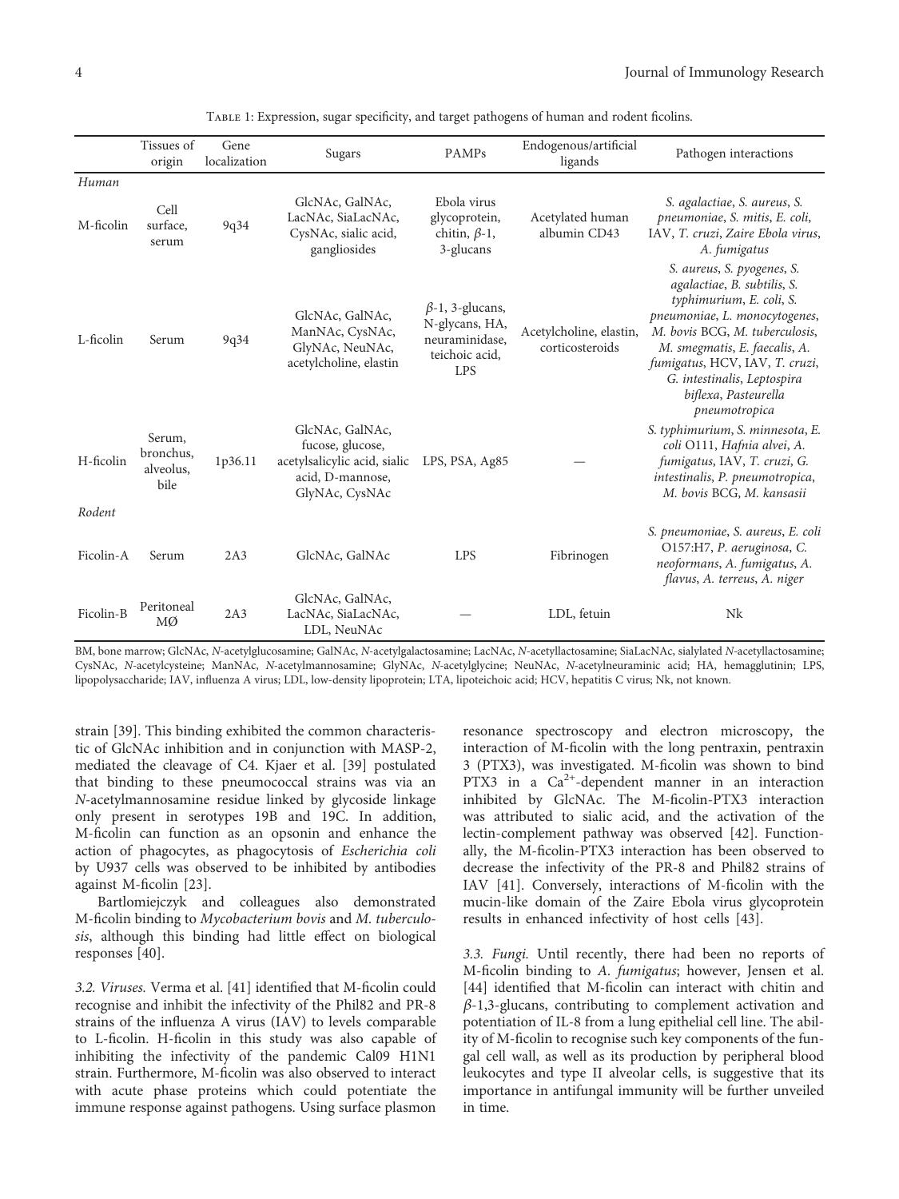Table 1: Expression, sugar specificity, and target pathogens of human and rodent ficolins.

| | Tissues of origin | Gene localization | Sugars | PAMPs | Endogenous/artificial ligands | Pathogen interactions |
|---|---|---|---|---|---|---|
| *Human* | | | | | | |
| M-ficolin | Cell surface, serum | 9q34 | GlcNAc, GalNAc, LacNAc, SiaLacNAc, CysNAc, sialic acid, gangliosides | Ebola virus glycoprotein, chitin, $\beta$-1, 3-glucans | Acetylated human albumin CD43 | *S. agalactiae*, *S. aureus*, *S. pneumoniae*, *S. mitis*, *E. coli*, IAV, *T. cruzi*, *Zaire Ebola virus*, *A. fumigatus* |
| L-ficolin | Serum | 9q34 | GlcNAc, GalNAc, ManNAc, CysNAc, GlyNAc, NeuNAc, acetylcholine, elastin | $\beta$-1, 3-glucans, N-glycans, HA, neuraminidase, teichoic acid, LPS | Acetylcholine, elastin, corticosteroids | *S. aureus*, *S. pyogenes*, *S. agalactiae*, *B. subtilis*, *S. typhimurium*, *E. coli*, *S. pneumoniae*, *L. monocytogenes*, *M. bovis* BCG, *M. tuberculosis*, *M. smegmatis*, *E. faecalis*, *A. fumigatus*, HCV, IAV, *T. cruzi*, *G. intestinalis*, *Leptospira biflexa*, *Pasteurella pneumotropica* |
| H-ficolin | Serum, bronchus, alveolus, bile | 1p36.11 | GlcNAc, GalNAc, fucose, glucose, acetylsalicylic acid, sialic acid, D-mannose, GlyNAc, CysNAc | LPS, PSA, Ag85 | — | *S. typhimurium*, *S. minnesota*, *E. coli* O111, *Hafnia alvei*, *A. fumigatus*, IAV, *T. cruzi*, *G. intestinalis*, *P. pneumotropica*, *M. bovis* BCG, *M. kansasii* |
| *Rodent* | | | | | | |
| Ficolin-A | Serum | 2A3 | GlcNAc, GalNAc | LPS | Fibrinogen | *S. pneumoniae*, *S. aureus*, *E. coli* O157:H7, *P. aeruginosa*, *C. neoformans*, *A. fumigatus*, *A. flavus*, *A. terreus*, *A. niger* |
| Ficolin-B | Peritoneal MØ | 2A3 | GlcNAc, GalNAc, LacNAc, SiaLacNAc, LDL, NeuNAc | — | LDL, fetuin | Nk |

BM, bone marrow; GlcNAc, *N*-acetylglucosamine; GalNAc, *N*-acetylgalactosamine; LacNAc, *N*-acetyllactosamine; SiaLacNAc, sialylated *N*-acetyllactosamine; CysNAc, *N*-acetylcysteine; ManNAc, *N*-acetylmannosamine; GlyNAc, *N*-acetylglycine; NeuNAc, *N*-acetylneuraminic acid; HA, hemagglutinin; LPS, lipopolysaccharide; IAV, influenza A virus; LDL, low-density lipoprotein; LTA, lipoteichoic acid; HCV, hepatitis C virus; Nk, not known.

strain [39]. This binding exhibited the common characteristic of GlcNAc inhibition and in conjunction with MASP-2, mediated the cleavage of C4. Kjaer et al. [39] postulated that binding to these pneumococcal strains was via an *N*-acetylmannosamine residue linked by glycoside linkage only present in serotypes 19B and 19C. In addition, M-ficolin can function as an opsonin and enhance the action of phagocytes, as phagocytosis of *Escherichia coli* by U937 cells was observed to be inhibited by antibodies against M-ficolin [23].

Bartlomiejczyk and colleagues also demonstrated M-ficolin binding to *Mycobacterium bovis* and *M. tuberculosis*, although this binding had little effect on biological responses [40].

*3.2. Viruses.* Verma et al. [41] identified that M-ficolin could recognise and inhibit the infectivity of the Phil82 and PR-8 strains of the influenza A virus (IAV) to levels comparable to L-ficolin. H-ficolin in this study was also capable of inhibiting the infectivity of the pandemic Cal09 H1N1 strain. Furthermore, M-ficolin was also observed to interact with acute phase proteins which could potentiate the immune response against pathogens. Using surface plasmon resonance spectroscopy and electron microscopy, the interaction of M-ficolin with the long pentraxin, pentraxin 3 (PTX3), was investigated. M-ficolin was shown to bind PTX3 in a $Ca^{2+}$-dependent manner in an interaction inhibited by GlcNAc. The M-ficolin-PTX3 interaction was attributed to sialic acid, and the activation of the lectin-complement pathway was observed [42]. Functionally, the M-ficolin-PTX3 interaction has been observed to decrease the infectivity of the PR-8 and Phil82 strains of IAV [41]. Conversely, interactions of M-ficolin with the mucin-like domain of the Zaire Ebola virus glycoprotein results in enhanced infectivity of host cells [43].

*3.3. Fungi.* Until recently, there had been no reports of M-ficolin binding to *A. fumigatus*; however, Jensen et al. [44] identified that M-ficolin can interact with chitin and $\beta$-1,3-glucans, contributing to complement activation and potentiation of IL-8 from a lung epithelial cell line. The ability of M-ficolin to recognise such key components of the fungal cell wall, as well as its production by peripheral blood leukocytes and type II alveolar cells, is suggestive that its importance in antifungal immunity will be further unveiled in time.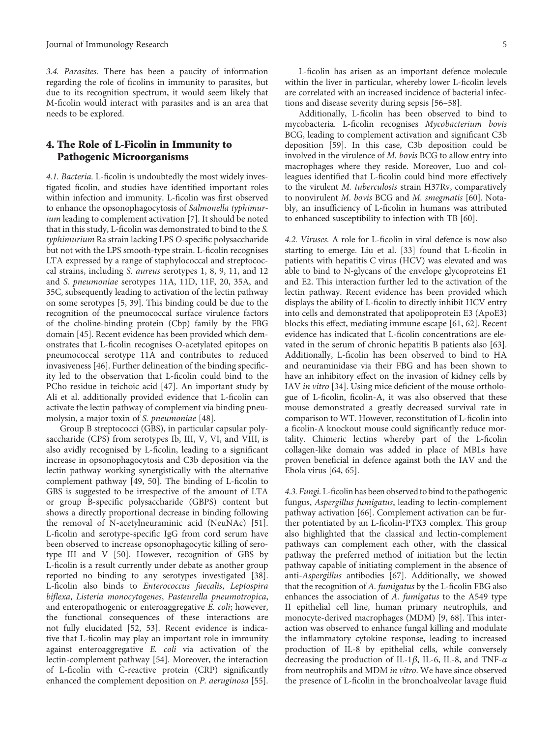*3.4. Parasites.* There has been a paucity of information regarding the role of ficolins in immunity to parasites, but due to its recognition spectrum, it would seem likely that M-ficolin would interact with parasites and is an area that needs to be explored.

## 4. The Role of L-Ficolin in Immunity to Pathogenic Microorganisms

*4.1. Bacteria.* L-ficolin is undoubtedly the most widely investigated ficolin, and studies have identified important roles within infection and immunity. L-ficolin was first observed to enhance the opsonophagocytosis of *Salmonella typhimurium* leading to complement activation [7]. It should be noted that in this study, L-ficolin was demonstrated to bind to the *S. typhimurium* Ra strain lacking LPS *O*-specific polysaccharide but not with the LPS smooth-type strain. L-ficolin recognises LTA expressed by a range of staphylococcal and streptococcal strains, including *S. aureus* serotypes 1, 8, 9, 11, and 12 and *S. pneumoniae* serotypes 11A, 11D, 11F, 20, 35A, and 35C, subsequently leading to activation of the lectin pathway on some serotypes [5, 39]. This binding could be due to the recognition of the pneumococcal surface virulence factors of the choline-binding protein (Cbp) family by the FBG domain [45]. Recent evidence has been provided which demonstrates that L-ficolin recognises O-acetylated epitopes on pneumococcal serotype 11A and contributes to reduced invasiveness [46]. Further delineation of the binding specificity led to the observation that L-ficolin could bind to the PCho residue in teichoic acid [47]. An important study by Ali et al. additionally provided evidence that L-ficolin can activate the lectin pathway of complement via binding pneumolysin, a major toxin of *S. pneumoniae* [48].

Group B streptococci (GBS), in particular capsular polysaccharide (CPS) from serotypes Ib, III, V, VI, and VIII, is also avidly recognised by L-ficolin, leading to a significant increase in opsonophagocytosis and C3b deposition via the lectin pathway working synergistically with the alternative complement pathway [49, 50]. The binding of L-ficolin to GBS is suggested to be irrespective of the amount of LTA or group B-specific polysaccharide (GBPS) content but shows a directly proportional decrease in binding following the removal of N-acetylneuraminic acid (NeuNAc) [51]. L-ficolin and serotype-specific IgG from cord serum have been observed to increase opsonophagocytic killing of serotype III and V [50]. However, recognition of GBS by L-ficolin is a result currently under debate as another group reported no binding to any serotypes investigated [38]. L-ficolin also binds to *Enterococcus faecalis*, *Leptospira biflexa*, *Listeria monocytogenes*, *Pasteurella pneumotropica*, and enteropathogenic or enteroaggregative *E. coli*; however, the functional consequences of these interactions are not fully elucidated [52, 53]. Recent evidence is indicative that L-ficolin may play an important role in immunity against enteroaggregative *E. coli* via activation of the lectin-complement pathway [54]. Moreover, the interaction of L-ficolin with C-reactive protein (CRP) significantly enhanced the complement deposition on *P. aeruginosa* [55].

L-ficolin has arisen as an important defence molecule within the liver in particular, whereby lower L-ficolin levels are correlated with an increased incidence of bacterial infections and disease severity during sepsis [56–58].

Additionally, L-ficolin has been observed to bind to mycobacteria. L-ficolin recognises *Mycobacterium bovis* BCG, leading to complement activation and significant C3b deposition [59]. In this case, C3b deposition could be involved in the virulence of *M. bovis* BCG to allow entry into macrophages where they reside. Moreover, Luo and colleagues identified that L-ficolin could bind more effectively to the virulent *M. tuberculosis* strain H37Rv, comparatively to nonvirulent *M. bovis* BCG and *M. smegmatis* [60]. Notably, an insufficiency of L-ficolin in humans was attributed to enhanced susceptibility to infection with TB [60].

*4.2. Viruses.* A role for L-ficolin in viral defence is now also starting to emerge. Liu et al. [33] found that L-ficolin in patients with hepatitis C virus (HCV) was elevated and was able to bind to N-glycans of the envelope glycoproteins E1 and E2. This interaction further led to the activation of the lectin pathway. Recent evidence has been provided which displays the ability of L-ficolin to directly inhibit HCV entry into cells and demonstrated that apolipoprotein E3 (ApoE3) blocks this effect, mediating immune escape [61, 62]. Recent evidence has indicated that L-ficolin concentrations are elevated in the serum of chronic hepatitis B patients also [63]. Additionally, L-ficolin has been observed to bind to HA and neuraminidase via their FBG and has been shown to have an inhibitory effect on the invasion of kidney cells by IAV *in vitro* [34]. Using mice deficient of the mouse orthologue of L-ficolin, ficolin-A, it was also observed that these mouse demonstrated a greatly decreased survival rate in comparison to WT. However, reconstitution of L-ficolin into a ficolin-A knockout mouse could significantly reduce mortality. Chimeric lectins whereby part of the L-ficolin collagen-like domain was added in place of MBLs have proven beneficial in defence against both the IAV and the Ebola virus [64, 65].

*4.3. Fungi.* L-ficolin has been observed to bind to the pathogenic fungus, *Aspergillus fumigatus*, leading to lectin-complement pathway activation [66]. Complement activation can be further potentiated by an L-ficolin-PTX3 complex. This group also highlighted that the classical and lectin-complement pathways can complement each other, with the classical pathway the preferred method of initiation but the lectin pathway capable of initiating complement in the absence of anti-*Aspergillus* antibodies [67]. Additionally, we showed that the recognition of *A. fumigatus* by the L-ficolin FBG also enhances the association of *A. fumigatus* to the A549 type II epithelial cell line, human primary neutrophils, and monocyte-derived macrophages (MDM) [9, 68]. This interaction was observed to enhance fungal killing and modulate the inflammatory cytokine response, leading to increased production of IL-8 by epithelial cells, while conversely decreasing the production of IL-1$\beta$, IL-6, IL-8, and TNF-$\alpha$ from neutrophils and MDM *in vitro*. We have since observed the presence of L-ficolin in the bronchoalveolar lavage fluid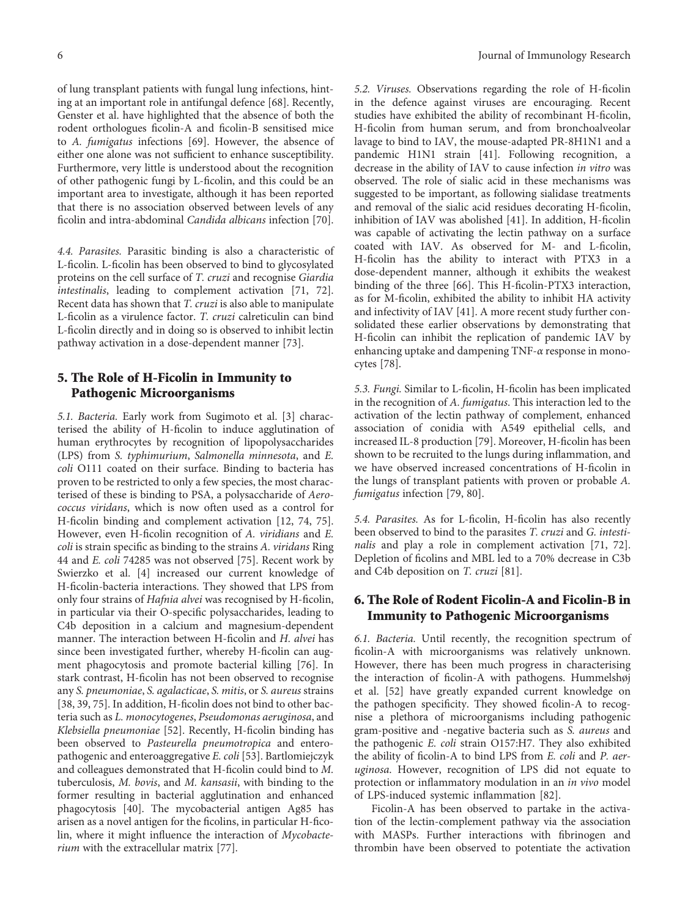of lung transplant patients with fungal lung infections, hinting at an important role in antifungal defence [68]. Recently, Genster et al. have highlighted that the absence of both the rodent orthologues ficolin-A and ficolin-B sensitised mice to *A. fumigatus* infections [69]. However, the absence of either one alone was not sufficient to enhance susceptibility. Furthermore, very little is understood about the recognition of other pathogenic fungi by L-ficolin, and this could be an important area to investigate, although it has been reported that there is no association observed between levels of any ficolin and intra-abdominal *Candida albicans* infection [70].

*4.4. Parasites.* Parasitic binding is also a characteristic of L-ficolin. L-ficolin has been observed to bind to glycosylated proteins on the cell surface of *T. cruzi* and recognise *Giardia intestinalis*, leading to complement activation [71, 72]. Recent data has shown that *T. cruzi* is also able to manipulate L-ficolin as a virulence factor. *T. cruzi* calreticulin can bind L-ficolin directly and in doing so is observed to inhibit lectin pathway activation in a dose-dependent manner [73].

## 5. The Role of H-Ficolin in Immunity to Pathogenic Microorganisms

*5.1. Bacteria.* Early work from Sugimoto et al. [3] characterised the ability of H-ficolin to induce agglutination of human erythrocytes by recognition of lipopolysaccharides (LPS) from *S. typhimurium*, *Salmonella minnesota*, and *E. coli* O111 coated on their surface. Binding to bacteria has proven to be restricted to only a few species, the most characterised of these is binding to PSA, a polysaccharide of *Aerococcus viridans*, which is now often used as a control for H-ficolin binding and complement activation [12, 74, 75]. However, even H-ficolin recognition of *A. viridians* and *E. coli* is strain specific as binding to the strains *A. viridans* Ring 44 and *E. coli* 74285 was not observed [75]. Recent work by Swierzko et al. [4] increased our current knowledge of H-ficolin-bacteria interactions. They showed that LPS from only four strains of *Hafnia alvei* was recognised by H-ficolin, in particular via their O-specific polysaccharides, leading to C4b deposition in a calcium and magnesium-dependent manner. The interaction between H-ficolin and *H. alvei* has since been investigated further, whereby H-ficolin can augment phagocytosis and promote bacterial killing [76]. In stark contrast, H-ficolin has not been observed to recognise any *S. pneumoniae*, *S. agalacticae*, *S. mitis*, or *S. aureus* strains [38, 39, 75]. In addition, H-ficolin does not bind to other bacteria such as *L. monocytogenes*, *Pseudomonas aeruginosa*, and *Klebsiella pneumoniae* [52]. Recently, H-ficolin binding has been observed to *Pasteurella pneumotropica* and enteropathogenic and enteroaggregative *E. coli* [53]. Bartlomiejczyk and colleagues demonstrated that H-ficolin could bind to *M. tuberculosis*, *M. bovis*, and *M. kansasii*, with binding to the former resulting in bacterial agglutination and enhanced phagocytosis [40]. The mycobacterial antigen Ag85 has arisen as a novel antigen for the ficolins, in particular H-ficolin, where it might influence the interaction of *Mycobacterium* with the extracellular matrix [77].

*5.2. Viruses.* Observations regarding the role of H-ficolin in the defence against viruses are encouraging. Recent studies have exhibited the ability of recombinant H-ficolin, H-ficolin from human serum, and from bronchoalveolar lavage to bind to IAV, the mouse-adapted PR-8H1N1 and a pandemic H1N1 strain [41]. Following recognition, a decrease in the ability of IAV to cause infection *in vitro* was observed. The role of sialic acid in these mechanisms was suggested to be important, as following sialidase treatments and removal of the sialic acid residues decorating H-ficolin, inhibition of IAV was abolished [41]. In addition, H-ficolin was capable of activating the lectin pathway on a surface coated with IAV. As observed for M- and L-ficolin, H-ficolin has the ability to interact with PTX3 in a dose-dependent manner, although it exhibits the weakest binding of the three [66]. This H-ficolin-PTX3 interaction, as for M-ficolin, exhibited the ability to inhibit HA activity and infectivity of IAV [41]. A more recent study further consolidated these earlier observations by demonstrating that H-ficolin can inhibit the replication of pandemic IAV by enhancing uptake and dampening TNF-$\alpha$ response in monocytes [78].

*5.3. Fungi.* Similar to L-ficolin, H-ficolin has been implicated in the recognition of *A. fumigatus*. This interaction led to the activation of the lectin pathway of complement, enhanced association of conidia with A549 epithelial cells, and increased IL-8 production [79]. Moreover, H-ficolin has been shown to be recruited to the lungs during inflammation, and we have observed increased concentrations of H-ficolin in the lungs of transplant patients with proven or probable *A. fumigatus* infection [79, 80].

*5.4. Parasites.* As for L-ficolin, H-ficolin has also recently been observed to bind to the parasites *T. cruzi* and *G. intestinalis* and play a role in complement activation [71, 72]. Depletion of ficolins and MBL led to a 70% decrease in C3b and C4b deposition on *T. cruzi* [81].

## 6. The Role of Rodent Ficolin-A and Ficolin-B in Immunity to Pathogenic Microorganisms

*6.1. Bacteria.* Until recently, the recognition spectrum of ficolin-A with microorganisms was relatively unknown. However, there has been much progress in characterising the interaction of ficolin-A with pathogens. Hummelshøj et al. [52] have greatly expanded current knowledge on the pathogen specificity. They showed ficolin-A to recognise a plethora of microorganisms including pathogenic gram-positive and -negative bacteria such as *S. aureus* and the pathogenic *E. coli* strain O157:H7. They also exhibited the ability of ficolin-A to bind LPS from *E. coli* and *P. aeruginosa*. However, recognition of LPS did not equate to protection or inflammatory modulation in an *in vivo* model of LPS-induced systemic inflammation [82].

Ficolin-A has been observed to partake in the activation of the lectin-complement pathway via the association with MASPs. Further interactions with fibrinogen and thrombin have been observed to potentiate the activation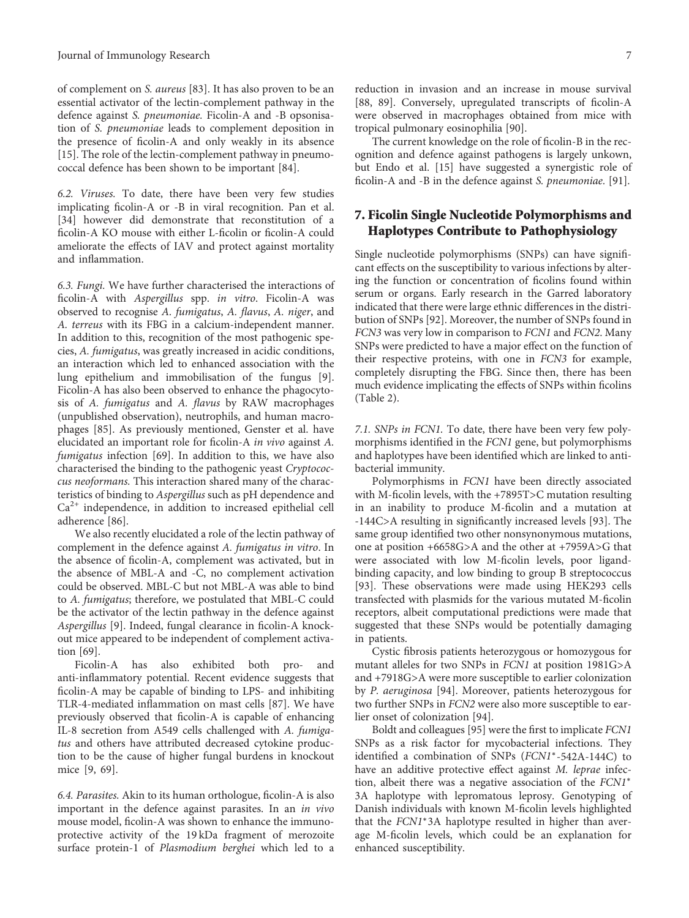of complement on *S. aureus* [83]. It has also proven to be an essential activator of the lectin-complement pathway in the defence against *S. pneumoniae*. Ficolin-A and -B opsonisation of *S. pneumoniae* leads to complement deposition in the presence of ficolin-A and only weakly in its absence [15]. The role of the lectin-complement pathway in pneumococcal defence has been shown to be important [84].

*6.2. Viruses.* To date, there have been very few studies implicating ficolin-A or -B in viral recognition. Pan et al. [34] however did demonstrate that reconstitution of a ficolin-A KO mouse with either L-ficolin or ficolin-A could ameliorate the effects of IAV and protect against mortality and inflammation.

*6.3. Fungi.* We have further characterised the interactions of ficolin-A with *Aspergillus* spp. *in vitro*. Ficolin-A was observed to recognise *A. fumigatus*, *A. flavus*, *A. niger*, and *A. terreus* with its FBG in a calcium-independent manner. In addition to this, recognition of the most pathogenic species, *A. fumigatus*, was greatly increased in acidic conditions, an interaction which led to enhanced association with the lung epithelium and immobilisation of the fungus [9]. Ficolin-A has also been observed to enhance the phagocytosis of *A. fumigatus* and *A. flavus* by RAW macrophages (unpublished observation), neutrophils, and human macrophages [85]. As previously mentioned, Genster et al. have elucidated an important role for ficolin-A *in vivo* against *A. fumigatus* infection [69]. In addition to this, we have also characterised the binding to the pathogenic yeast *Cryptococcus neoformans.* This interaction shared many of the characteristics of binding to *Aspergillus* such as pH dependence and $Ca^{2+}$ independence, in addition to increased epithelial cell adherence [86].

We also recently elucidated a role of the lectin pathway of complement in the defence against *A. fumigatus in vitro*. In the absence of ficolin-A, complement was activated, but in the absence of MBL-A and -C, no complement activation could be observed. MBL-C but not MBL-A was able to bind to *A. fumigatus*; therefore, we postulated that MBL-C could be the activator of the lectin pathway in the defence against *Aspergillus* [9]. Indeed, fungal clearance in ficolin-A knockout mice appeared to be independent of complement activation [69].

Ficolin-A has also exhibited both pro- and anti-inflammatory potential. Recent evidence suggests that ficolin-A may be capable of binding to LPS- and inhibiting TLR-4-mediated inflammation on mast cells [87]. We have previously observed that ficolin-A is capable of enhancing IL-8 secretion from A549 cells challenged with *A. fumigatus* and others have attributed decreased cytokine production to be the cause of higher fungal burdens in knockout mice [9, 69].

*6.4. Parasites.* Akin to its human orthologue, ficolin-A is also important in the defence against parasites. In an *in vivo* mouse model, ficolin-A was shown to enhance the immunoprotective activity of the 19 kDa fragment of merozoite surface protein-1 of *Plasmodium berghei* which led to a reduction in invasion and an increase in mouse survival [88, 89]. Conversely, upregulated transcripts of ficolin-A were observed in macrophages obtained from mice with tropical pulmonary eosinophilia [90].

The current knowledge on the role of ficolin-B in the recognition and defence against pathogens is largely unkown, but Endo et al. [15] have suggested a synergistic role of ficolin-A and -B in the defence against *S. pneumoniae*. [91].

## 7. Ficolin Single Nucleotide Polymorphisms and Haplotypes Contribute to Pathophysiology

Single nucleotide polymorphisms (SNPs) can have significant effects on the susceptibility to various infections by altering the function or concentration of ficolins found within serum or organs. Early research in the Garred laboratory indicated that there were large ethnic differences in the distribution of SNPs [92]. Moreover, the number of SNPs found in *FCN3* was very low in comparison to *FCN1* and *FCN2*. Many SNPs were predicted to have a major effect on the function of their respective proteins, with one in *FCN3* for example, completely disrupting the FBG. Since then, there has been much evidence implicating the effects of SNPs within ficolins (Table 2).

*7.1. SNPs in FCN1.* To date, there have been very few polymorphisms identified in the *FCN1* gene, but polymorphisms and haplotypes have been identified which are linked to antibacterial immunity.

Polymorphisms in *FCN1* have been directly associated with M-ficolin levels, with the +7895T>C mutation resulting in an inability to produce M-ficolin and a mutation at -144C>A resulting in significantly increased levels [93]. The same group identified two other nonsynonymous mutations, one at position +6658G>A and the other at +7959A>G that were associated with low M-ficolin levels, poor ligand-binding capacity, and low binding to group B streptococcus [93]. These observations were made using HEK293 cells transfected with plasmids for the various mutated M-ficolin receptors, albeit computational predictions were made that suggested that these SNPs would be potentially damaging in patients.

Cystic fibrosis patients heterozygous or homozygous for mutant alleles for two SNPs in *FCN1* at position 1981G>A and +7918G>A were more susceptible to earlier colonization by *P. aeruginosa* [94]. Moreover, patients heterozygous for two further SNPs in *FCN2* were also more susceptible to earlier onset of colonization [94].

Boldt and colleagues [95] were the first to implicate *FCN1* SNPs as a risk factor for mycobacterial infections. They identified a combination of SNPs (*FCN1\**-542A-144C) to have an additive protective effect against *M. leprae* infection, albeit there was a negative association of the *FCN1\** 3A haplotype with lepromatous leprosy. Genotyping of Danish individuals with known M-ficolin levels highlighted that the *FCN1\**3A haplotype resulted in higher than average M-ficolin levels, which could be an explanation for enhanced susceptibility.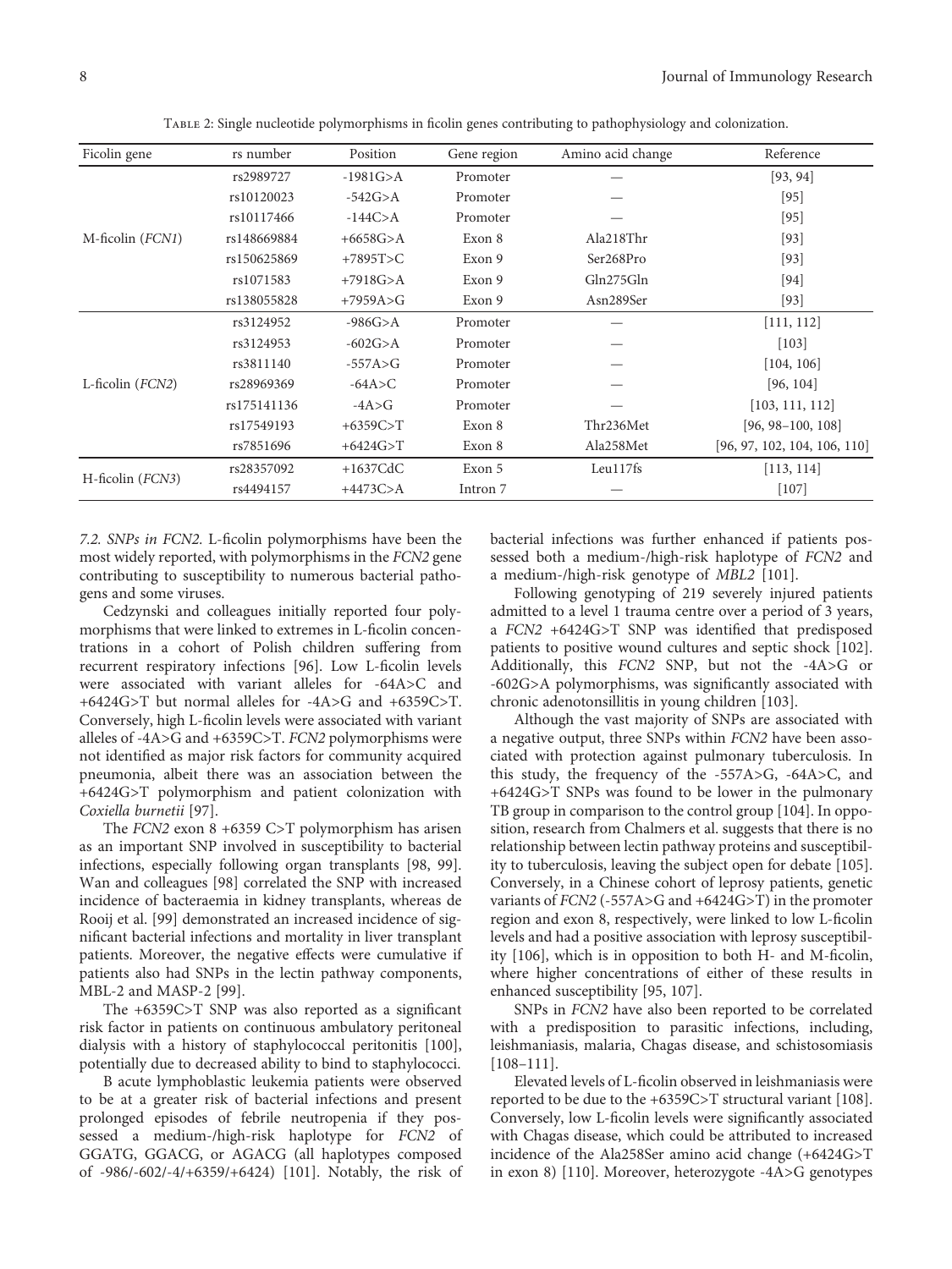Table 2: Single nucleotide polymorphisms in ficolin genes contributing to pathophysiology and colonization.

| Ficolin gene | rs number | Position | Gene region | Amino acid change | Reference |
|---|---|---|---|---|---|
| M-ficolin (*FCN1*) | rs2989727 | -1981G>A | Promoter | — | [93, 94] |
| | rs10120023 | -542G>A | Promoter | — | [95] |
| | rs10117466 | -144C>A | Promoter | — | [95] |
| | rs148669884 | +6658G>A | Exon 8 | Ala218Thr | [93] |
| | rs150625869 | +7895T>C | Exon 9 | Ser268Pro | [93] |
| | rs1071583 | +7918G>A | Exon 9 | Gln275Gln | [94] |
| | rs138055828 | +7959A>G | Exon 9 | Asn289Ser | [93] |
| L-ficolin (*FCN2*) | rs3124952 | -986G>A | Promoter | — | [111, 112] |
| | rs3124953 | -602G>A | Promoter | — | [103] |
| | rs3811140 | -557A>G | Promoter | — | [104, 106] |
| | rs28969369 | -64A>C | Promoter | — | [96, 104] |
| | rs175141136 | -4A>G | Promoter | — | [103, 111, 112] |
| | rs17549193 | +6359C>T | Exon 8 | Thr236Met | [96, 98–100, 108] |
| | rs7851696 | +6424G>T | Exon 8 | Ala258Met | [96, 97, 102, 104, 106, 110] |
| H-ficolin (*FCN3*) | rs28357092 | +1637CdC | Exon 5 | Leu117fs | [113, 114] |
| | rs4494157 | +4473C>A | Intron 7 | — | [107] |

*7.2. SNPs in FCN2.* L-ficolin polymorphisms have been the most widely reported, with polymorphisms in the *FCN2* gene contributing to susceptibility to numerous bacterial pathogens and some viruses.

Cedzynski and colleagues initially reported four polymorphisms that were linked to extremes in L-ficolin concentrations in a cohort of Polish children suffering from recurrent respiratory infections [96]. Low L-ficolin levels were associated with variant alleles for -64A>C and +6424G>T but normal alleles for -4A>G and +6359C>T. Conversely, high L-ficolin levels were associated with variant alleles of -4A>G and +6359C>T. *FCN2* polymorphisms were not identified as major risk factors for community acquired pneumonia, albeit there was an association between the +6424G>T polymorphism and patient colonization with *Coxiella burnetii* [97].

The *FCN2* exon 8 +6359 C>T polymorphism has arisen as an important SNP involved in susceptibility to bacterial infections, especially following organ transplants [98, 99]. Wan and colleagues [98] correlated the SNP with increased incidence of bacteraemia in kidney transplants, whereas de Rooij et al. [99] demonstrated an increased incidence of significant bacterial infections and mortality in liver transplant patients. Moreover, the negative effects were cumulative if patients also had SNPs in the lectin pathway components, MBL-2 and MASP-2 [99].

The +6359C>T SNP was also reported as a significant risk factor in patients on continuous ambulatory peritoneal dialysis with a history of staphylococcal peritonitis [100], potentially due to decreased ability to bind to staphylococci.

B acute lymphoblastic leukemia patients were observed to be at a greater risk of bacterial infections and present prolonged episodes of febrile neutropenia if they possessed a medium-/high-risk haplotype for *FCN2* of GGATG, GGACG, or AGACG (all haplotypes composed of -986/-602/-4/+6359/+6424) [101]. Notably, the risk of bacterial infections was further enhanced if patients possessed both a medium-/high-risk haplotype of *FCN2* and a medium-/high-risk genotype of *MBL2* [101].

Following genotyping of 219 severely injured patients admitted to a level 1 trauma centre over a period of 3 years, a *FCN2* +6424G>T SNP was identified that predisposed patients to positive wound cultures and septic shock [102]. Additionally, this *FCN2* SNP, but not the -4A>G or -602G>A polymorphisms, was significantly associated with chronic adenotonsillitis in young children [103].

Although the vast majority of SNPs are associated with a negative output, three SNPs within *FCN2* have been associated with protection against pulmonary tuberculosis. In this study, the frequency of the -557A>G, -64A>C, and +6424G>T SNPs was found to be lower in the pulmonary TB group in comparison to the control group [104]. In opposition, research from Chalmers et al. suggests that there is no relationship between lectin pathway proteins and susceptibility to tuberculosis, leaving the subject open for debate [105]. Conversely, in a Chinese cohort of leprosy patients, genetic variants of *FCN2* (-557A>G and +6424G>T) in the promoter region and exon 8, respectively, were linked to low L-ficolin levels and had a positive association with leprosy susceptibility [106], which is in opposition to both H- and M-ficolin, where higher concentrations of either of these results in enhanced susceptibility [95, 107].

SNPs in *FCN2* have also been reported to be correlated with a predisposition to parasitic infections, including, leishmaniasis, malaria, Chagas disease, and schistosomiasis [108–111].

Elevated levels of L-ficolin observed in leishmaniasis were reported to be due to the +6359C>T structural variant [108]. Conversely, low L-ficolin levels were significantly associated with Chagas disease, which could be attributed to increased incidence of the Ala258Ser amino acid change (+6424G>T in exon 8) [110]. Moreover, heterozygote -4A>G genotypes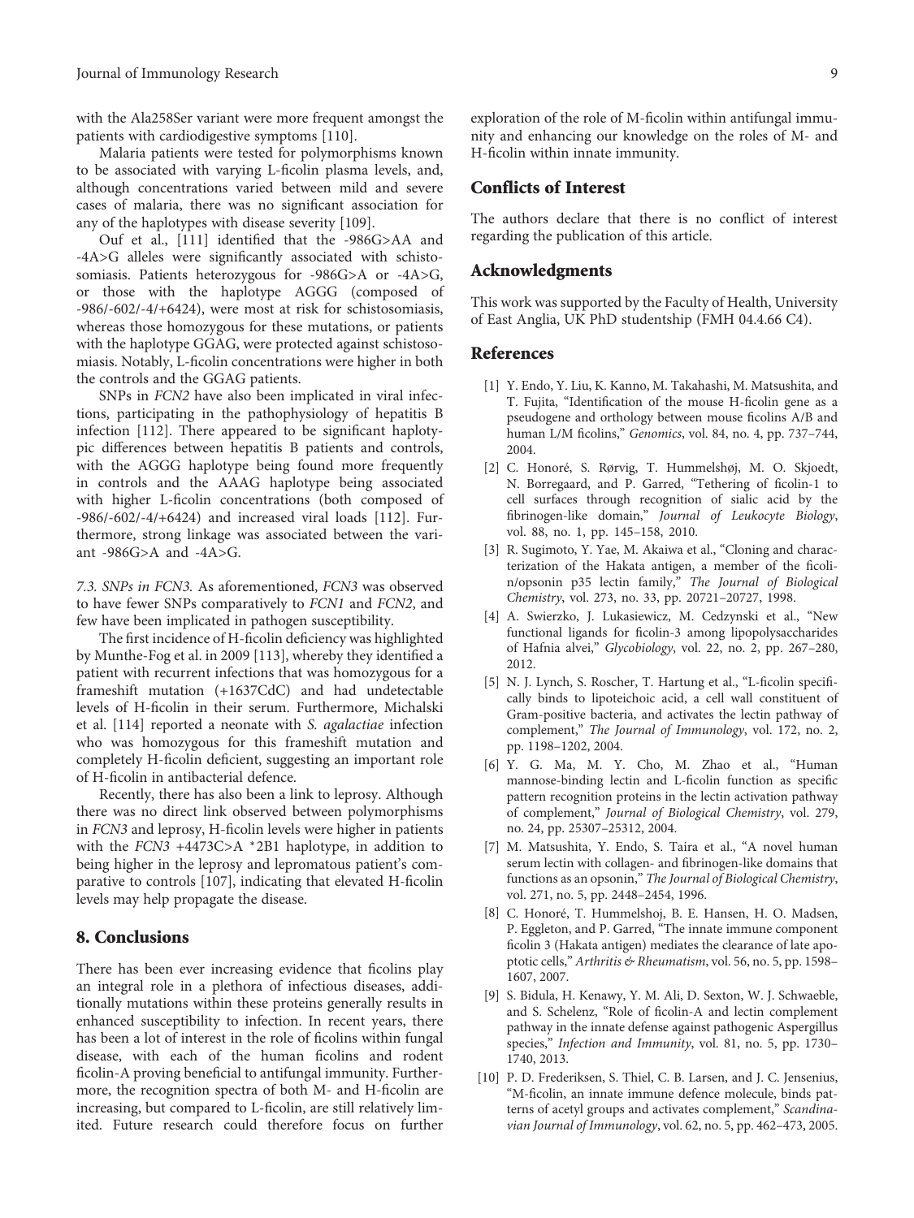with the Ala258Ser variant were more frequent amongst the patients with cardiodigestive symptoms [110].

Malaria patients were tested for polymorphisms known to be associated with varying L-ficolin plasma levels, and, although concentrations varied between mild and severe cases of malaria, there was no significant association for any of the haplotypes with disease severity [109].

Ouf et al., [111] identified that the -986G>AA and -4A>G alleles were significantly associated with schistosomiasis. Patients heterozygous for -986G>A or -4A>G, or those with the haplotype AGGG (composed of -986/-602/-4/+6424), were most at risk for schistosomiasis, whereas those homozygous for these mutations, or patients with the haplotype GGAG, were protected against schistosomiasis. Notably, L-ficolin concentrations were higher in both the controls and the GGAG patients.

SNPs in *FCN2* have also been implicated in viral infections, participating in the pathophysiology of hepatitis B infection [112]. There appeared to be significant haplotypic differences between hepatitis B patients and controls, with the AGGG haplotype being found more frequently in controls and the AAAG haplotype being associated with higher L-ficolin concentrations (both composed of -986/-602/-4/+6424) and increased viral loads [112]. Furthermore, strong linkage was associated between the variant -986G>A and -4A>G.

*7.3. SNPs in FCN3.* As aforementioned, *FCN3* was observed to have fewer SNPs comparatively to *FCN1* and *FCN2*, and few have been implicated in pathogen susceptibility.

The first incidence of H-ficolin deficiency was highlighted by Munthe-Fog et al. in 2009 [113], whereby they identified a patient with recurrent infections that was homozygous for a frameshift mutation (+1637CdC) and had undetectable levels of H-ficolin in their serum. Furthermore, Michalski et al. [114] reported a neonate with *S. agalactiae* infection who was homozygous for this frameshift mutation and completely H-ficolin deficient, suggesting an important role of H-ficolin in antibacterial defence.

Recently, there has also been a link to leprosy. Although there was no direct link observed between polymorphisms in *FCN3* and leprosy, H-ficolin levels were higher in patients with the *FCN3* +4473C>A *2B1 haplotype, in addition to being higher in the leprosy and lepromatous patient's comparative to controls [107], indicating that elevated H-ficolin levels may help propagate the disease.

## 8. Conclusions

There has been ever increasing evidence that ficolins play an integral role in a plethora of infectious diseases, additionally mutations within these proteins generally results in enhanced susceptibility to infection. In recent years, there has been a lot of interest in the role of ficolins within fungal disease, with each of the human ficolins and rodent ficolin-A proving beneficial to antifungal immunity. Furthermore, the recognition spectra of both M- and H-ficolin are increasing, but compared to L-ficolin, are still relatively limited. Future research could therefore focus on further exploration of the role of M-ficolin within antifungal immunity and enhancing our knowledge on the roles of M- and H-ficolin within innate immunity.

## Conflicts of Interest

The authors declare that there is no conflict of interest regarding the publication of this article.

## Acknowledgments

This work was supported by the Faculty of Health, University of East Anglia, UK PhD studentship (FMH 04.4.66 C4).

## References

[1] Y. Endo, Y. Liu, K. Kanno, M. Takahashi, M. Matsushita, and T. Fujita, "Identification of the mouse H-ficolin gene as a pseudogene and orthology between mouse ficolins A/B and human L/M ficolins," *Genomics*, vol. 84, no. 4, pp. 737–744, 2004.

[2] C. Honoré, S. Rørvig, T. Hummelshøj, M. O. Skjoedt, N. Borregaard, and P. Garred, "Tethering of ficolin-1 to cell surfaces through recognition of sialic acid by the fibrinogen-like domain," *Journal of Leukocyte Biology*, vol. 88, no. 1, pp. 145–158, 2010.

[3] R. Sugimoto, Y. Yae, M. Akaiwa et al., "Cloning and characterization of the Hakata antigen, a member of the ficolin/opsonin p35 lectin family," *The Journal of Biological Chemistry*, vol. 273, no. 33, pp. 20721–20727, 1998.

[4] A. Swierzko, J. Lukasiewicz, M. Cedzynski et al., "New functional ligands for ficolin-3 among lipopolysaccharides of Hafnia alvei," *Glycobiology*, vol. 22, no. 2, pp. 267–280, 2012.

[5] N. J. Lynch, S. Roscher, T. Hartung et al., "L-ficolin specifically binds to lipoteichoic acid, a cell wall constituent of Gram-positive bacteria, and activates the lectin pathway of complement," *The Journal of Immunology*, vol. 172, no. 2, pp. 1198–1202, 2004.

[6] Y. G. Ma, M. Y. Cho, M. Zhao et al., "Human mannose-binding lectin and L-ficolin function as specific pattern recognition proteins in the lectin activation pathway of complement," *Journal of Biological Chemistry*, vol. 279, no. 24, pp. 25307–25312, 2004.

[7] M. Matsushita, Y. Endo, S. Taira et al., "A novel human serum lectin with collagen- and fibrinogen-like domains that functions as an opsonin," *The Journal of Biological Chemistry*, vol. 271, no. 5, pp. 2448–2454, 1996.

[8] C. Honoré, T. Hummelshoj, B. E. Hansen, H. O. Madsen, P. Eggleton, and P. Garred, "The innate immune component ficolin 3 (Hakata antigen) mediates the clearance of late apoptotic cells," *Arthritis & Rheumatism*, vol. 56, no. 5, pp. 1598–1607, 2007.

[9] S. Bidula, H. Kenawy, Y. M. Ali, D. Sexton, W. J. Schwaeble, and S. Schelenz, "Role of ficolin-A and lectin complement pathway in the innate defense against pathogenic Aspergillus species," *Infection and Immunity*, vol. 81, no. 5, pp. 1730–1740, 2013.

[10] P. D. Frederiksen, S. Thiel, C. B. Larsen, and J. C. Jensenius, "M-ficolin, an innate immune defence molecule, binds patterns of acetyl groups and activates complement," *Scandinavian Journal of Immunology*, vol. 62, no. 5, pp. 462–473, 2005.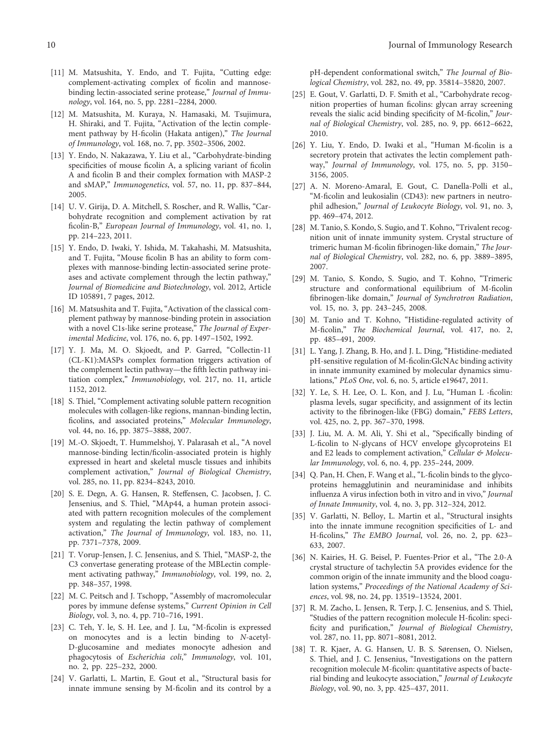[11] M. Matsushita, Y. Endo, and T. Fujita, "Cutting edge: complement-activating complex of ficolin and mannose-binding lectin-associated serine protease," *Journal of Immunology*, vol. 164, no. 5, pp. 2281–2284, 2000.

[12] M. Matsushita, M. Kuraya, N. Hamasaki, M. Tsujimura, H. Shiraki, and T. Fujita, "Activation of the lectin complement pathway by H-ficolin (Hakata antigen)," *The Journal of Immunology*, vol. 168, no. 7, pp. 3502–3506, 2002.

[13] Y. Endo, N. Nakazawa, Y. Liu et al., "Carbohydrate-binding specificities of mouse ficolin A, a splicing variant of ficolin A and ficolin B and their complex formation with MASP-2 and sMAP," *Immunogenetics*, vol. 57, no. 11, pp. 837–844, 2005.

[14] U. V. Girija, D. A. Mitchell, S. Roscher, and R. Wallis, "Carbohydrate recognition and complement activation by rat ficolin-B," *European Journal of Immunology*, vol. 41, no. 1, pp. 214–223, 2011.

[15] Y. Endo, D. Iwaki, Y. Ishida, M. Takahashi, M. Matsushita, and T. Fujita, "Mouse ficolin B has an ability to form complexes with mannose-binding lectin-associated serine proteases and activate complement through the lectin pathway," *Journal of Biomedicine and Biotechnology*, vol. 2012, Article ID 105891, 7 pages, 2012.

[16] M. Matsushita and T. Fujita, "Activation of the classical complement pathway by mannose-binding protein in association with a novel C1s-like serine protease," *The Journal of Experimental Medicine*, vol. 176, no. 6, pp. 1497–1502, 1992.

[17] Y. J. Ma, M. O. Skjoedt, and P. Garred, "Collectin-11 (CL-K1):MASPs complex formation triggers activation of the complement lectin pathway—the fifth lectin pathway initiation complex," *Immunobiology*, vol. 217, no. 11, article 1152, 2012.

[18] S. Thiel, "Complement activating soluble pattern recognition molecules with collagen-like regions, mannan-binding lectin, ficolins, and associated proteins," *Molecular Immunology*, vol. 44, no. 16, pp. 3875–3888, 2007.

[19] M.-O. Skjoedt, T. Hummelshoj, Y. Palarasah et al., "A novel mannose-binding lectin/ficolin-associated protein is highly expressed in heart and skeletal muscle tissues and inhibits complement activation," *Journal of Biological Chemistry*, vol. 285, no. 11, pp. 8234–8243, 2010.

[20] S. E. Degn, A. G. Hansen, R. Steffensen, C. Jacobsen, J. C. Jensenius, and S. Thiel, "MAp44, a human protein associated with pattern recognition molecules of the complement system and regulating the lectin pathway of complement activation," *The Journal of Immunology*, vol. 183, no. 11, pp. 7371–7378, 2009.

[21] T. Vorup-Jensen, J. C. Jensenius, and S. Thiel, "MASP-2, the C3 convertase generating protease of the MBLectin complement activating pathway," *Immunobiology*, vol. 199, no. 2, pp. 348–357, 1998.

[22] M. C. Peitsch and J. Tschopp, "Assembly of macromolecular pores by immune defense systems," *Current Opinion in Cell Biology*, vol. 3, no. 4, pp. 710–716, 1991.

[23] C. Teh, Y. le, S. H. Lee, and J. Lu, "M-ficolin is expressed on monocytes and is a lectin binding to *N*-acetyl-D-glucosamine and mediates monocyte adhesion and phagocytosis of *Escherichia coli*," *Immunology*, vol. 101, no. 2, pp. 225–232, 2000.

[24] V. Garlatti, L. Martin, E. Gout et al., "Structural basis for innate immune sensing by M-ficolin and its control by a pH-dependent conformational switch," *The Journal of Biological Chemistry*, vol. 282, no. 49, pp. 35814–35820, 2007.

[25] E. Gout, V. Garlatti, D. F. Smith et al., "Carbohydrate recognition properties of human ficolins: glycan array screening reveals the sialic acid binding specificity of M-ficolin," *Journal of Biological Chemistry*, vol. 285, no. 9, pp. 6612–6622, 2010.

[26] Y. Liu, Y. Endo, D. Iwaki et al., "Human M-ficolin is a secretory protein that activates the lectin complement pathway," *Journal of Immunology*, vol. 175, no. 5, pp. 3150–3156, 2005.

[27] A. N. Moreno-Amaral, E. Gout, C. Danella-Polli et al., "M-ficolin and leukosialin (CD43): new partners in neutrophil adhesion," *Journal of Leukocyte Biology*, vol. 91, no. 3, pp. 469–474, 2012.

[28] M. Tanio, S. Kondo, S. Sugio, and T. Kohno, "Trivalent recognition unit of innate immunity system. Crystal structure of trimeric human M-ficolin fibrinogen-like domain," *The Journal of Biological Chemistry*, vol. 282, no. 6, pp. 3889–3895, 2007.

[29] M. Tanio, S. Kondo, S. Sugio, and T. Kohno, "Trimeric structure and conformational equilibrium of M-ficolin fibrinogen-like domain," *Journal of Synchrotron Radiation*, vol. 15, no. 3, pp. 243–245, 2008.

[30] M. Tanio and T. Kohno, "Histidine-regulated activity of M-ficolin," *The Biochemical Journal*, vol. 417, no. 2, pp. 485–491, 2009.

[31] L. Yang, J. Zhang, B. Ho, and J. L. Ding, "Histidine-mediated pH-sensitive regulation of M-ficolin:GlcNAc binding activity in innate immunity examined by molecular dynamics simulations," *PLoS One*, vol. 6, no. 5, article e19647, 2011.

[32] Y. Le, S. H. Lee, O. L. Kon, and J. Lu, "Human L -ficolin: plasma levels, sugar specificity, and assignment of its lectin activity to the fibrinogen-like (FBG) domain," *FEBS Letters*, vol. 425, no. 2, pp. 367–370, 1998.

[33] J. Liu, M. A. M. Ali, Y. Shi et al., "Specifically binding of L-ficolin to N-glycans of HCV envelope glycoproteins E1 and E2 leads to complement activation," *Cellular & Molecular Immunology*, vol. 6, no. 4, pp. 235–244, 2009.

[34] Q. Pan, H. Chen, F. Wang et al., "L-ficolin binds to the glycoproteins hemagglutinin and neuraminidase and inhibits influenza A virus infection both in vitro and in vivo," *Journal of Innate Immunity*, vol. 4, no. 3, pp. 312–324, 2012.

[35] V. Garlatti, N. Belloy, L. Martin et al., "Structural insights into the innate immune recognition specificities of L- and H-ficolins," *The EMBO Journal*, vol. 26, no. 2, pp. 623–633, 2007.

[36] N. Kairies, H. G. Beisel, P. Fuentes-Prior et al., "The 2.0-A crystal structure of tachylectin 5A provides evidence for the common origin of the innate immunity and the blood coagulation systems," *Proceedings of the National Academy of Sciences*, vol. 98, no. 24, pp. 13519–13524, 2001.

[37] R. M. Zacho, L. Jensen, R. Terp, J. C. Jensenius, and S. Thiel, "Studies of the pattern recognition molecule H-ficolin: specificity and purification," *Journal of Biological Chemistry*, vol. 287, no. 11, pp. 8071–8081, 2012.

[38] T. R. Kjaer, A. G. Hansen, U. B. S. Sørensen, O. Nielsen, S. Thiel, and J. C. Jensenius, "Investigations on the pattern recognition molecule M-ficolin: quantitative aspects of bacterial binding and leukocyte association," *Journal of Leukocyte Biology*, vol. 90, no. 3, pp. 425–437, 2011.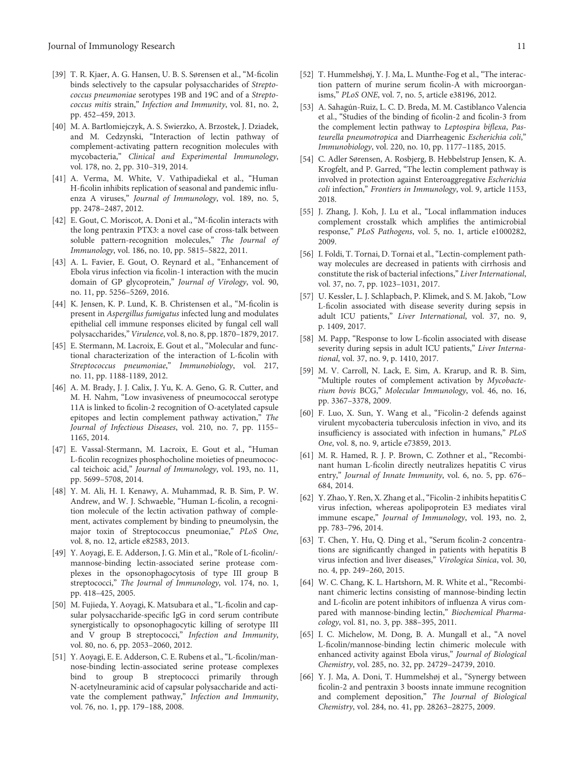[39] T. R. Kjaer, A. G. Hansen, U. B. S. Sørensen et al., "M-ficolin binds selectively to the capsular polysaccharides of *Streptococcus pneumoniae* serotypes 19B and 19C and of a *Streptococcus mitis* strain," *Infection and Immunity*, vol. 81, no. 2, pp. 452–459, 2013.

[40] M. A. Bartlomiejczyk, A. S. Swierzko, A. Brzostek, J. Dziadek, and M. Cedzynski, "Interaction of lectin pathway of complement-activating pattern recognition molecules with mycobacteria," *Clinical and Experimental Immunology*, vol. 178, no. 2, pp. 310–319, 2014.

[41] A. Verma, M. White, V. Vathipadiekal et al., "Human H-ficolin inhibits replication of seasonal and pandemic influenza A viruses," *Journal of Immunology*, vol. 189, no. 5, pp. 2478–2487, 2012.

[42] E. Gout, C. Moriscot, A. Doni et al., "M-ficolin interacts with the long pentraxin PTX3: a novel case of cross-talk between soluble pattern-recognition molecules," *The Journal of Immunology*, vol. 186, no. 10, pp. 5815–5822, 2011.

[43] A. L. Favier, E. Gout, O. Reynard et al., "Enhancement of Ebola virus infection via ficolin-1 interaction with the mucin domain of GP glycoprotein," *Journal of Virology*, vol. 90, no. 11, pp. 5256–5269, 2016.

[44] K. Jensen, K. P. Lund, K. B. Christensen et al., "M-ficolin is present in *Aspergillus fumigatus* infected lung and modulates epithelial cell immune responses elicited by fungal cell wall polysaccharides," *Virulence*, vol. 8, no. 8, pp. 1870–1879, 2017.

[45] E. Stermann, M. Lacroix, E. Gout et al., "Molecular and functional characterization of the interaction of L-ficolin with *Streptococcus pneumoniae*," *Immunobiology*, vol. 217, no. 11, pp. 1188-1189, 2012.

[46] A. M. Brady, J. J. Calix, J. Yu, K. A. Geno, G. R. Cutter, and M. H. Nahm, "Low invasiveness of pneumococcal serotype 11A is linked to ficolin-2 recognition of O-acetylated capsule epitopes and lectin complement pathway activation," *The Journal of Infectious Diseases*, vol. 210, no. 7, pp. 1155–1165, 2014.

[47] E. Vassal-Stermann, M. Lacroix, E. Gout et al., "Human L-ficolin recognizes phosphocholine moieties of pneumococcal teichoic acid," *Journal of Immunology*, vol. 193, no. 11, pp. 5699–5708, 2014.

[48] Y. M. Ali, H. I. Kenawy, A. Muhammad, R. B. Sim, P. W. Andrew, and W. J. Schwaeble, "Human L-ficolin, a recognition molecule of the lectin activation pathway of complement, activates complement by binding to pneumolysin, the major toxin of Streptococcus pneumoniae," *PLoS One*, vol. 8, no. 12, article e82583, 2013.

[49] Y. Aoyagi, E. E. Adderson, J. G. Min et al., "Role of L-ficolin/-mannose-binding lectin-associated serine protease complexes in the opsonophagocytosis of type III group B streptococci," *The Journal of Immunology*, vol. 174, no. 1, pp. 418–425, 2005.

[50] M. Fujieda, Y. Aoyagi, K. Matsubara et al., "L-ficolin and capsular polysaccharide-specific IgG in cord serum contribute synergistically to opsonophagocytic killing of serotype III and V group B streptococci," *Infection and Immunity*, vol. 80, no. 6, pp. 2053–2060, 2012.

[51] Y. Aoyagi, E. E. Adderson, C. E. Rubens et al., "L-ficolin/mannose-binding lectin-associated serine protease complexes bind to group B streptococci primarily through N-acetylneuraminic acid of capsular polysaccharide and activate the complement pathway," *Infection and Immunity*, vol. 76, no. 1, pp. 179–188, 2008.

[52] T. Hummelshøj, Y. J. Ma, L. Munthe-Fog et al., "The interaction pattern of murine serum ficolin-A with microorganisms," *PLoS ONE*, vol. 7, no. 5, article e38196, 2012.

[53] A. Sahagún-Ruiz, L. C. D. Breda, M. M. Castiblanco Valencia et al., "Studies of the binding of ficolin-2 and ficolin-3 from the complement lectin pathway to *Leptospira biflexa*, *Pasteurella pneumotropica* and Diarrheagenic *Escherichia coli*," *Immunobiology*, vol. 220, no. 10, pp. 1177–1185, 2015.

[54] C. Adler Sørensen, A. Rosbjerg, B. Hebbelstrup Jensen, K. A. Krogfelt, and P. Garred, "The lectin complement pathway is involved in protection against Enteroaggregative *Escherichia coli* infection," *Frontiers in Immunology*, vol. 9, article 1153, 2018.

[55] J. Zhang, J. Koh, J. Lu et al., "Local inflammation induces complement crosstalk which amplifies the antimicrobial response," *PLoS Pathogens*, vol. 5, no. 1, article e1000282, 2009.

[56] I. Foldi, T. Tornai, D. Tornai et al., "Lectin-complement pathway molecules are decreased in patients with cirrhosis and constitute the risk of bacterial infections," *Liver International*, vol. 37, no. 7, pp. 1023–1031, 2017.

[57] U. Kessler, L. J. Schlapbach, P. Klimek, and S. M. Jakob, "Low L-ficolin associated with disease severity during sepsis in adult ICU patients," *Liver International*, vol. 37, no. 9, p. 1409, 2017.

[58] M. Papp, "Response to low L-ficolin associated with disease severity during sepsis in adult ICU patients," *Liver International*, vol. 37, no. 9, p. 1410, 2017.

[59] M. V. Carroll, N. Lack, E. Sim, A. Krarup, and R. B. Sim, "Multiple routes of complement activation by *Mycobacterium bovis* BCG," *Molecular Immunology*, vol. 46, no. 16, pp. 3367–3378, 2009.

[60] F. Luo, X. Sun, Y. Wang et al., "Ficolin-2 defends against virulent mycobacteria tuberculosis infection in vivo, and its insufficiency is associated with infection in humans," *PLoS One*, vol. 8, no. 9, article e73859, 2013.

[61] M. R. Hamed, R. J. P. Brown, C. Zothner et al., "Recombinant human L-ficolin directly neutralizes hepatitis C virus entry," *Journal of Innate Immunity*, vol. 6, no. 5, pp. 676–684, 2014.

[62] Y. Zhao, Y. Ren, X. Zhang et al., "Ficolin-2 inhibits hepatitis C virus infection, whereas apolipoprotein E3 mediates viral immune escape," *Journal of Immunology*, vol. 193, no. 2, pp. 783–796, 2014.

[63] T. Chen, Y. Hu, Q. Ding et al., "Serum ficolin-2 concentrations are significantly changed in patients with hepatitis B virus infection and liver diseases," *Virologica Sinica*, vol. 30, no. 4, pp. 249–260, 2015.

[64] W. C. Chang, K. L. Hartshorn, M. R. White et al., "Recombinant chimeric lectins consisting of mannose-binding lectin and L-ficolin are potent inhibitors of influenza A virus compared with mannose-binding lectin," *Biochemical Pharmacology*, vol. 81, no. 3, pp. 388–395, 2011.

[65] I. C. Michelow, M. Dong, B. A. Mungall et al., "A novel L-ficolin/mannose-binding lectin chimeric molecule with enhanced activity against Ebola virus," *Journal of Biological Chemistry*, vol. 285, no. 32, pp. 24729–24739, 2010.

[66] Y. J. Ma, A. Doni, T. Hummelshøj et al., "Synergy between ficolin-2 and pentraxin 3 boosts innate immune recognition and complement deposition," *The Journal of Biological Chemistry*, vol. 284, no. 41, pp. 28263–28275, 2009.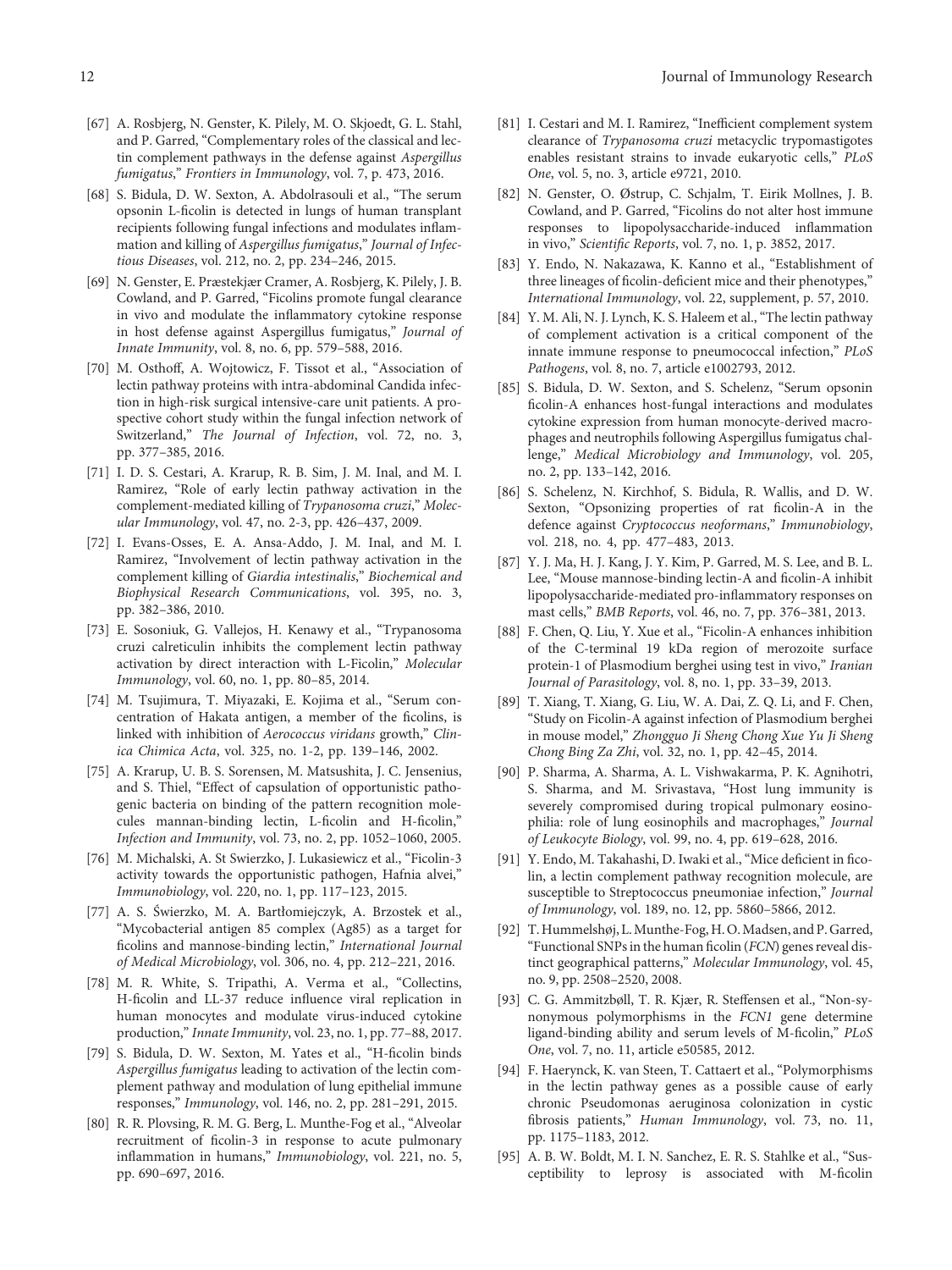[67] A. Rosbjerg, N. Genster, K. Pilely, M. O. Skjoedt, G. L. Stahl, and P. Garred, "Complementary roles of the classical and lectin complement pathways in the defense against *Aspergillus fumigatus*," *Frontiers in Immunology*, vol. 7, p. 473, 2016.

[68] S. Bidula, D. W. Sexton, A. Abdolrasouli et al., "The serum opsonin L-ficolin is detected in lungs of human transplant recipients following fungal infections and modulates inflammation and killing of *Aspergillus fumigatus*," *Journal of Infectious Diseases*, vol. 212, no. 2, pp. 234–246, 2015.

[69] N. Genster, E. Præstekjær Cramer, A. Rosbjerg, K. Pilely, J. B. Cowland, and P. Garred, "Ficolins promote fungal clearance in vivo and modulate the inflammatory cytokine response in host defense against Aspergillus fumigatus," *Journal of Innate Immunity*, vol. 8, no. 6, pp. 579–588, 2016.

[70] M. Osthoff, A. Wojtowicz, F. Tissot et al., "Association of lectin pathway proteins with intra-abdominal Candida infection in high-risk surgical intensive-care unit patients. A prospective cohort study within the fungal infection network of Switzerland," *The Journal of Infection*, vol. 72, no. 3, pp. 377–385, 2016.

[71] I. D. S. Cestari, A. Krarup, R. B. Sim, J. M. Inal, and M. I. Ramirez, "Role of early lectin pathway activation in the complement-mediated killing of *Trypanosoma cruzi*," *Molecular Immunology*, vol. 47, no. 2-3, pp. 426–437, 2009.

[72] I. Evans-Osses, E. A. Ansa-Addo, J. M. Inal, and M. I. Ramirez, "Involvement of lectin pathway activation in the complement killing of *Giardia intestinalis*," *Biochemical and Biophysical Research Communications*, vol. 395, no. 3, pp. 382–386, 2010.

[73] E. Sosoniuk, G. Vallejos, H. Kenawy et al., "Trypanosoma cruzi calreticulin inhibits the complement lectin pathway activation by direct interaction with L-Ficolin," *Molecular Immunology*, vol. 60, no. 1, pp. 80–85, 2014.

[74] M. Tsujimura, T. Miyazaki, E. Kojima et al., "Serum concentration of Hakata antigen, a member of the ficolins, is linked with inhibition of *Aerococcus viridans* growth," *Clinica Chimica Acta*, vol. 325, no. 1-2, pp. 139–146, 2002.

[75] A. Krarup, U. B. S. Sorensen, M. Matsushita, J. C. Jensenius, and S. Thiel, "Effect of capsulation of opportunistic pathogenic bacteria on binding of the pattern recognition molecules mannan-binding lectin, L-ficolin and H-ficolin," *Infection and Immunity*, vol. 73, no. 2, pp. 1052–1060, 2005.

[76] M. Michalski, A. St Swierzko, J. Lukasiewicz et al., "Ficolin-3 activity towards the opportunistic pathogen, Hafnia alvei," *Immunobiology*, vol. 220, no. 1, pp. 117–123, 2015.

[77] A. S. Świerzko, M. A. Bartłomiejczyk, A. Brzostek et al., "Mycobacterial antigen 85 complex (Ag85) as a target for ficolins and mannose-binding lectin," *International Journal of Medical Microbiology*, vol. 306, no. 4, pp. 212–221, 2016.

[78] M. R. White, S. Tripathi, A. Verma et al., "Collectins, H-ficolin and LL-37 reduce influence viral replication in human monocytes and modulate virus-induced cytokine production," *Innate Immunity*, vol. 23, no. 1, pp. 77–88, 2017.

[79] S. Bidula, D. W. Sexton, M. Yates et al., "H-ficolin binds *Aspergillus fumigatus* leading to activation of the lectin complement pathway and modulation of lung epithelial immune responses," *Immunology*, vol. 146, no. 2, pp. 281–291, 2015.

[80] R. R. Plovsing, R. M. G. Berg, L. Munthe-Fog et al., "Alveolar recruitment of ficolin-3 in response to acute pulmonary inflammation in humans," *Immunobiology*, vol. 221, no. 5, pp. 690–697, 2016.

[81] I. Cestari and M. I. Ramirez, "Inefficient complement system clearance of *Trypanosoma cruzi* metacyclic trypomastigotes enables resistant strains to invade eukaryotic cells," *PLoS One*, vol. 5, no. 3, article e9721, 2010.

[82] N. Genster, O. Østrup, C. Schjalm, T. Eirik Mollnes, J. B. Cowland, and P. Garred, "Ficolins do not alter host immune responses to lipopolysaccharide-induced inflammation in vivo," *Scientific Reports*, vol. 7, no. 1, p. 3852, 2017.

[83] Y. Endo, N. Nakazawa, K. Kanno et al., "Establishment of three lineages of ficolin-deficient mice and their phenotypes," *International Immunology*, vol. 22, supplement, p. 57, 2010.

[84] Y. M. Ali, N. J. Lynch, K. S. Haleem et al., "The lectin pathway of complement activation is a critical component of the innate immune response to pneumococcal infection," *PLoS Pathogens*, vol. 8, no. 7, article e1002793, 2012.

[85] S. Bidula, D. W. Sexton, and S. Schelenz, "Serum opsonin ficolin-A enhances host-fungal interactions and modulates cytokine expression from human monocyte-derived macrophages and neutrophils following Aspergillus fumigatus challenge," *Medical Microbiology and Immunology*, vol. 205, no. 2, pp. 133–142, 2016.

[86] S. Schelenz, N. Kirchhof, S. Bidula, R. Wallis, and D. W. Sexton, "Opsonizing properties of rat ficolin-A in the defence against *Cryptococcus neoformans*," *Immunobiology*, vol. 218, no. 4, pp. 477–483, 2013.

[87] Y. J. Ma, H. J. Kang, J. Y. Kim, P. Garred, M. S. Lee, and B. L. Lee, "Mouse mannose-binding lectin-A and ficolin-A inhibit lipopolysaccharide-mediated pro-inflammatory responses on mast cells," *BMB Reports*, vol. 46, no. 7, pp. 376–381, 2013.

[88] F. Chen, Q. Liu, Y. Xue et al., "Ficolin-A enhances inhibition of the C-terminal 19 kDa region of merozoite surface protein-1 of Plasmodium berghei using test in vivo," *Iranian Journal of Parasitology*, vol. 8, no. 1, pp. 33–39, 2013.

[89] T. Xiang, T. Xiang, G. Liu, W. A. Dai, Z. Q. Li, and F. Chen, "Study on Ficolin-A against infection of Plasmodium berghei in mouse model," *Zhongguo Ji Sheng Chong Xue Yu Ji Sheng Chong Bing Za Zhi*, vol. 32, no. 1, pp. 42–45, 2014.

[90] P. Sharma, A. Sharma, A. L. Vishwakarma, P. K. Agnihotri, S. Sharma, and M. Srivastava, "Host lung immunity is severely compromised during tropical pulmonary eosinophilia: role of lung eosinophils and macrophages," *Journal of Leukocyte Biology*, vol. 99, no. 4, pp. 619–628, 2016.

[91] Y. Endo, M. Takahashi, D. Iwaki et al., "Mice deficient in ficolin, a lectin complement pathway recognition molecule, are susceptible to Streptococcus pneumoniae infection," *Journal of Immunology*, vol. 189, no. 12, pp. 5860–5866, 2012.

[92] T. Hummelshøj, L. Munthe-Fog, H. O. Madsen, and P. Garred, "Functional SNPs in the human ficolin (*FCN*) genes reveal distinct geographical patterns," *Molecular Immunology*, vol. 45, no. 9, pp. 2508–2520, 2008.

[93] C. G. Ammitzbøll, T. R. Kjær, R. Steffensen et al., "Non-synonymous polymorphisms in the *FCN1* gene determine ligand-binding ability and serum levels of M-ficolin," *PLoS One*, vol. 7, no. 11, article e50585, 2012.

[94] F. Haerynck, K. van Steen, T. Cattaert et al., "Polymorphisms in the lectin pathway genes as a possible cause of early chronic Pseudomonas aeruginosa colonization in cystic fibrosis patients," *Human Immunology*, vol. 73, no. 11, pp. 1175–1183, 2012.

[95] A. B. W. Boldt, M. I. N. Sanchez, E. R. S. Stahlke et al., "Susceptibility to leprosy is associated with M-ficolin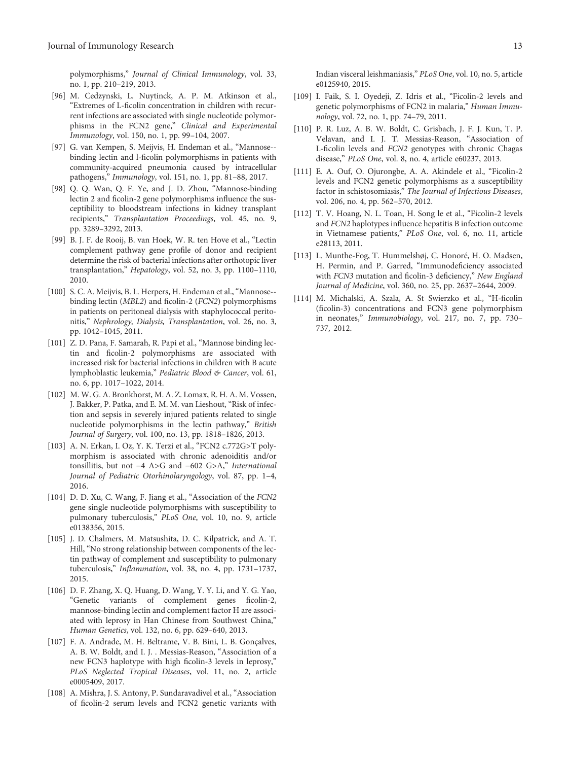polymorphisms," *Journal of Clinical Immunology*, vol. 33, no. 1, pp. 210–219, 2013.

[96] M. Cedzynski, L. Nuytinck, A. P. M. Atkinson et al., "Extremes of L-ficolin concentration in children with recurrent infections are associated with single nucleotide polymorphisms in the FCN2 gene," *Clinical and Experimental Immunology*, vol. 150, no. 1, pp. 99–104, 2007.

[97] G. van Kempen, S. Meijvis, H. Endeman et al., "Mannose--binding lectin and l-ficolin polymorphisms in patients with community-acquired pneumonia caused by intracellular pathogens," *Immunology*, vol. 151, no. 1, pp. 81–88, 2017.

[98] Q. Q. Wan, Q. F. Ye, and J. D. Zhou, "Mannose-binding lectin 2 and ficolin-2 gene polymorphisms influence the susceptibility to bloodstream infections in kidney transplant recipients," *Transplantation Proceedings*, vol. 45, no. 9, pp. 3289–3292, 2013.

[99] B. J. F. de Rooij, B. van Hoek, W. R. ten Hove et al., "Lectin complement pathway gene profile of donor and recipient determine the risk of bacterial infections after orthotopic liver transplantation," *Hepatology*, vol. 52, no. 3, pp. 1100–1110, 2010.

[100] S. C. A. Meijvis, B. L. Herpers, H. Endeman et al., "Mannose--binding lectin (*MBL2*) and ficolin-2 (*FCN2*) polymorphisms in patients on peritoneal dialysis with staphylococcal peritonitis," *Nephrology, Dialysis, Transplantation*, vol. 26, no. 3, pp. 1042–1045, 2011.

[101] Z. D. Pana, F. Samarah, R. Papi et al., "Mannose binding lectin and ficolin-2 polymorphisms are associated with increased risk for bacterial infections in children with B acute lymphoblastic leukemia," *Pediatric Blood & Cancer*, vol. 61, no. 6, pp. 1017–1022, 2014.

[102] M. W. G. A. Bronkhorst, M. A. Z. Lomax, R. H. A. M. Vossen, J. Bakker, P. Patka, and E. M. M. van Lieshout, "Risk of infection and sepsis in severely injured patients related to single nucleotide polymorphisms in the lectin pathway," *British Journal of Surgery*, vol. 100, no. 13, pp. 1818–1826, 2013.

[103] A. N. Erkan, I. Oz, Y. K. Terzi et al., "FCN2 c.772G>T polymorphism is associated with chronic adenoiditis and/or tonsillitis, but not −4 A>G and −602 G>A," *International Journal of Pediatric Otorhinolaryngology*, vol. 87, pp. 1–4, 2016.

[104] D. D. Xu, C. Wang, F. Jiang et al., "Association of the *FCN2* gene single nucleotide polymorphisms with susceptibility to pulmonary tuberculosis," *PLoS One*, vol. 10, no. 9, article e0138356, 2015.

[105] J. D. Chalmers, M. Matsushita, D. C. Kilpatrick, and A. T. Hill, "No strong relationship between components of the lectin pathway of complement and susceptibility to pulmonary tuberculosis," *Inflammation*, vol. 38, no. 4, pp. 1731–1737, 2015.

[106] D. F. Zhang, X. Q. Huang, D. Wang, Y. Y. Li, and Y. G. Yao, "Genetic variants of complement genes ficolin-2, mannose-binding lectin and complement factor H are associated with leprosy in Han Chinese from Southwest China," *Human Genetics*, vol. 132, no. 6, pp. 629–640, 2013.

[107] F. A. Andrade, M. H. Beltrame, V. B. Bini, L. B. Gonçalves, A. B. W. Boldt, and I. J. . Messias-Reason, "Association of a new FCN3 haplotype with high ficolin-3 levels in leprosy," *PLoS Neglected Tropical Diseases*, vol. 11, no. 2, article e0005409, 2017.

[108] A. Mishra, J. S. Antony, P. Sundaravadivel et al., "Association of ficolin-2 serum levels and FCN2 genetic variants with Indian visceral leishmaniasis," *PLoS One*, vol. 10, no. 5, article e0125940, 2015.

[109] I. Faik, S. I. Oyedeji, Z. Idris et al., "Ficolin-2 levels and genetic polymorphisms of FCN2 in malaria," *Human Immunology*, vol. 72, no. 1, pp. 74–79, 2011.

[110] P. R. Luz, A. B. W. Boldt, C. Grisbach, J. F. J. Kun, T. P. Velavan, and I. J. T. Messias-Reason, "Association of L-ficolin levels and *FCN2* genotypes with chronic Chagas disease," *PLoS One*, vol. 8, no. 4, article e60237, 2013.

[111] E. A. Ouf, O. Ojurongbe, A. A. Akindele et al., "Ficolin-2 levels and FCN2 genetic polymorphisms as a susceptibility factor in schistosomiasis," *The Journal of Infectious Diseases*, vol. 206, no. 4, pp. 562–570, 2012.

[112] T. V. Hoang, N. L. Toan, H. Song le et al., "Ficolin-2 levels and *FCN2* haplotypes influence hepatitis B infection outcome in Vietnamese patients," *PLoS One*, vol. 6, no. 11, article e28113, 2011.

[113] L. Munthe-Fog, T. Hummelshøj, C. Honoré, H. O. Madsen, H. Permin, and P. Garred, "Immunodeficiency associated with *FCN3* mutation and ficolin-3 deficiency," *New England Journal of Medicine*, vol. 360, no. 25, pp. 2637–2644, 2009.

[114] M. Michalski, A. Szala, A. St Swierzko et al., "H-ficolin (ficolin-3) concentrations and FCN3 gene polymorphism in neonates," *Immunobiology*, vol. 217, no. 7, pp. 730–737, 2012.